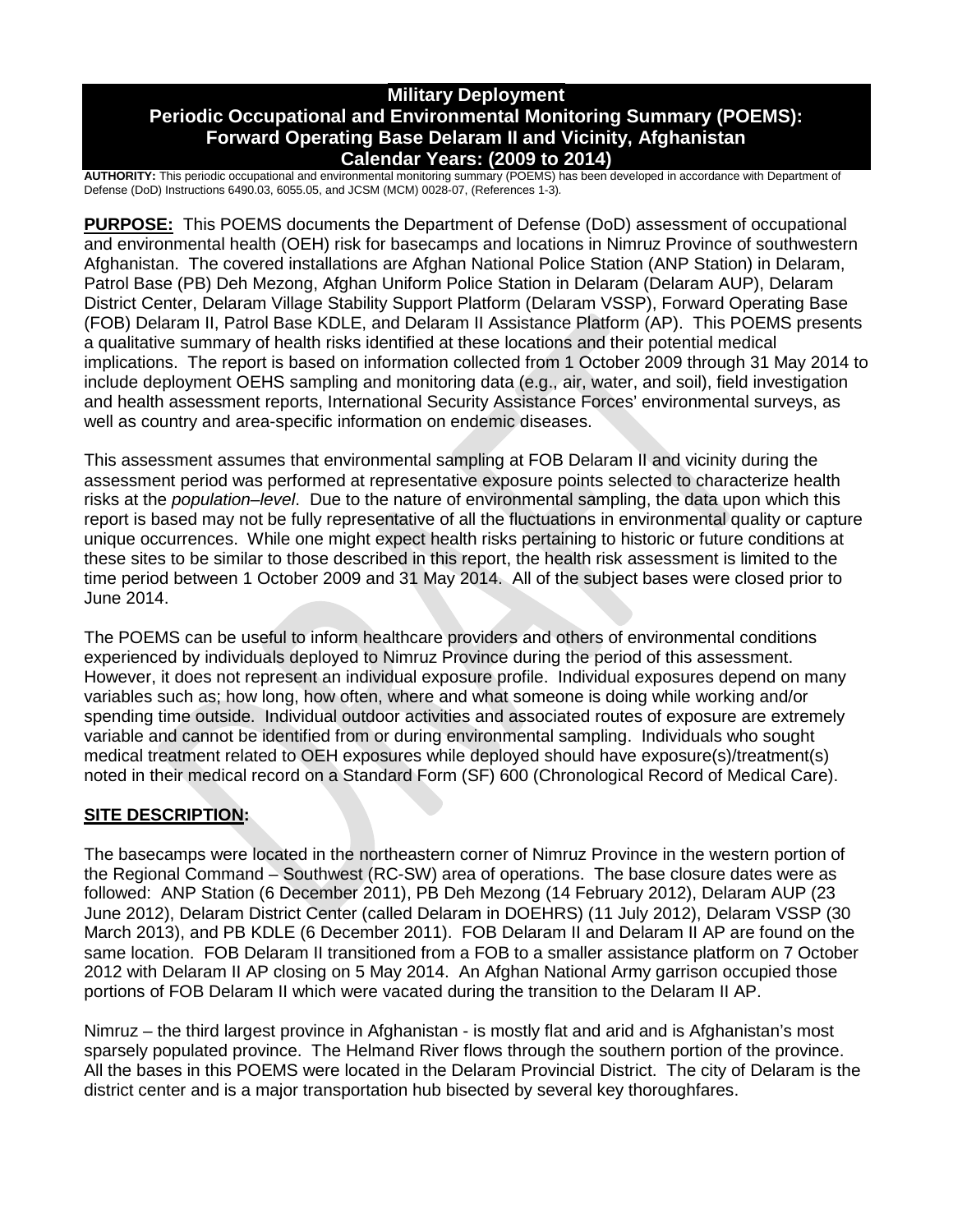# Military Deployment
# Periodic Occupational and Environmental Monitoring Summary (POEMS): Forward Operating Base Delaram II and Vicinity, Afghanistan
# Calendar Years: (2009 to 2014)

**AUTHORITY:** This periodic occupational and environmental monitoring summary (POEMS) has been developed in accordance with Department of Defense (DoD) Instructions 6490.03, 6055.05, and JCSM (MCM) 0028-07, (References 1-3).

**PURPOSE:** This POEMS documents the Department of Defense (DoD) assessment of occupational and environmental health (OEH) risk for basecamps and locations in Nimruz Province of southwestern Afghanistan. The covered installations are Afghan National Police Station (ANP Station) in Delaram, Patrol Base (PB) Deh Mezong, Afghan Uniform Police Station in Delaram (Delaram AUP), Delaram District Center, Delaram Village Stability Support Platform (Delaram VSSP), Forward Operating Base (FOB) Delaram II, Patrol Base KDLE, and Delaram II Assistance Platform (AP). This POEMS presents a qualitative summary of health risks identified at these locations and their potential medical implications. The report is based on information collected from 1 October 2009 through 31 May 2014 to include deployment OEHS sampling and monitoring data (e.g., air, water, and soil), field investigation and health assessment reports, International Security Assistance Forces' environmental surveys, as well as country and area-specific information on endemic diseases.

This assessment assumes that environmental sampling at FOB Delaram II and vicinity during the assessment period was performed at representative exposure points selected to characterize health risks at the *population–level*. Due to the nature of environmental sampling, the data upon which this report is based may not be fully representative of all the fluctuations in environmental quality or capture unique occurrences. While one might expect health risks pertaining to historic or future conditions at these sites to be similar to those described in this report, the health risk assessment is limited to the time period between 1 October 2009 and 31 May 2014. All of the subject bases were closed prior to June 2014.

The POEMS can be useful to inform healthcare providers and others of environmental conditions experienced by individuals deployed to Nimruz Province during the period of this assessment. However, it does not represent an individual exposure profile. Individual exposures depend on many variables such as; how long, how often, where and what someone is doing while working and/or spending time outside. Individual outdoor activities and associated routes of exposure are extremely variable and cannot be identified from or during environmental sampling. Individuals who sought medical treatment related to OEH exposures while deployed should have exposure(s)/treatment(s) noted in their medical record on a Standard Form (SF) 600 (Chronological Record of Medical Care).

## SITE DESCRIPTION:

The basecamps were located in the northeastern corner of Nimruz Province in the western portion of the Regional Command – Southwest (RC-SW) area of operations. The base closure dates were as followed: ANP Station (6 December 2011), PB Deh Mezong (14 February 2012), Delaram AUP (23 June 2012), Delaram District Center (called Delaram in DOEHRS) (11 July 2012), Delaram VSSP (30 March 2013), and PB KDLE (6 December 2011). FOB Delaram II and Delaram II AP are found on the same location. FOB Delaram II transitioned from a FOB to a smaller assistance platform on 7 October 2012 with Delaram II AP closing on 5 May 2014. An Afghan National Army garrison occupied those portions of FOB Delaram II which were vacated during the transition to the Delaram II AP.

Nimruz – the third largest province in Afghanistan - is mostly flat and arid and is Afghanistan's most sparsely populated province. The Helmand River flows through the southern portion of the province. All the bases in this POEMS were located in the Delaram Provincial District. The city of Delaram is the district center and is a major transportation hub bisected by several key thoroughfares.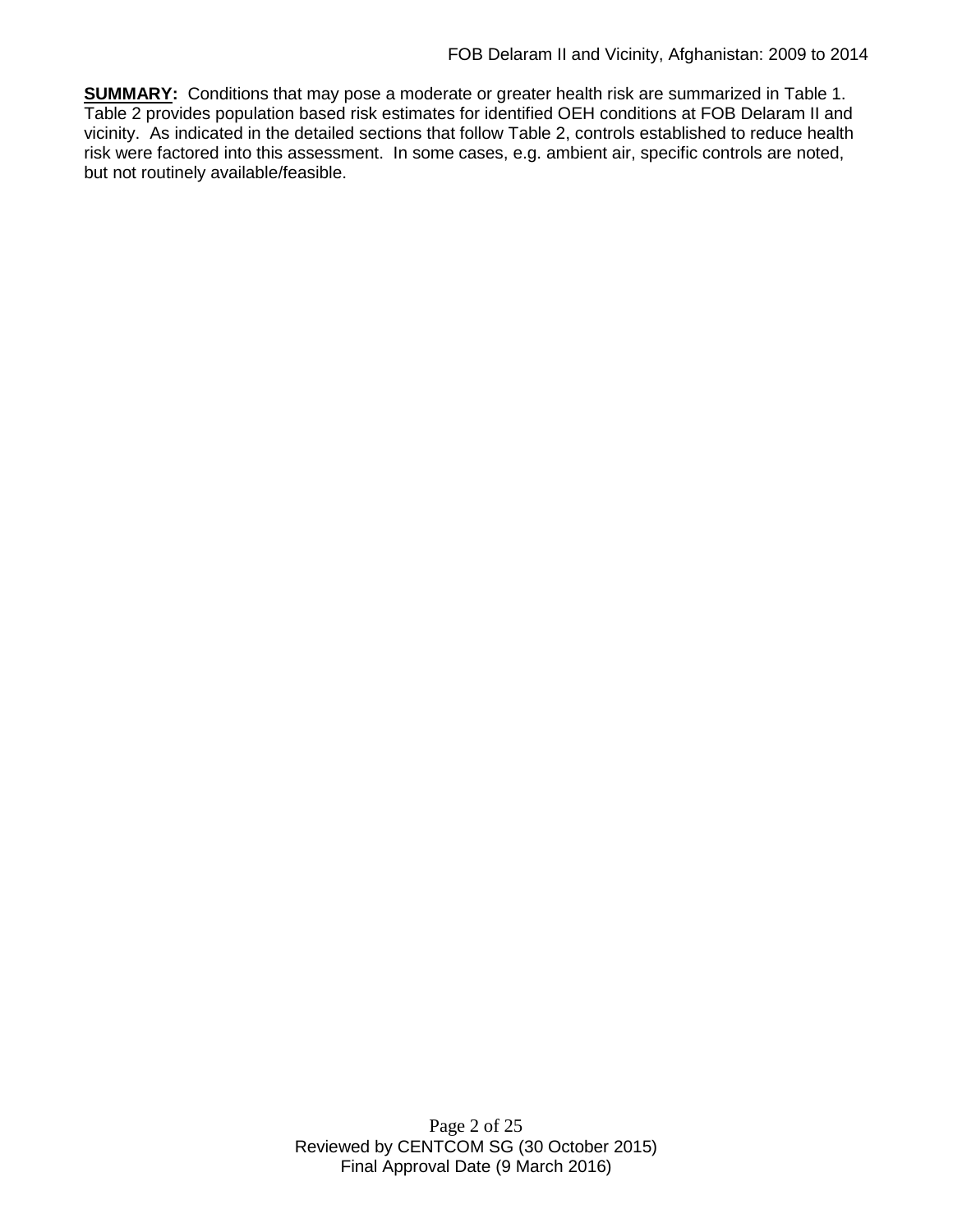**SUMMARY:** Conditions that may pose a moderate or greater health risk are summarized in Table 1. Table 2 provides population based risk estimates for identified OEH conditions at FOB Delaram II and vicinity. As indicated in the detailed sections that follow Table 2, controls established to reduce health risk were factored into this assessment. In some cases, e.g. ambient air, specific controls are noted, but not routinely available/feasible.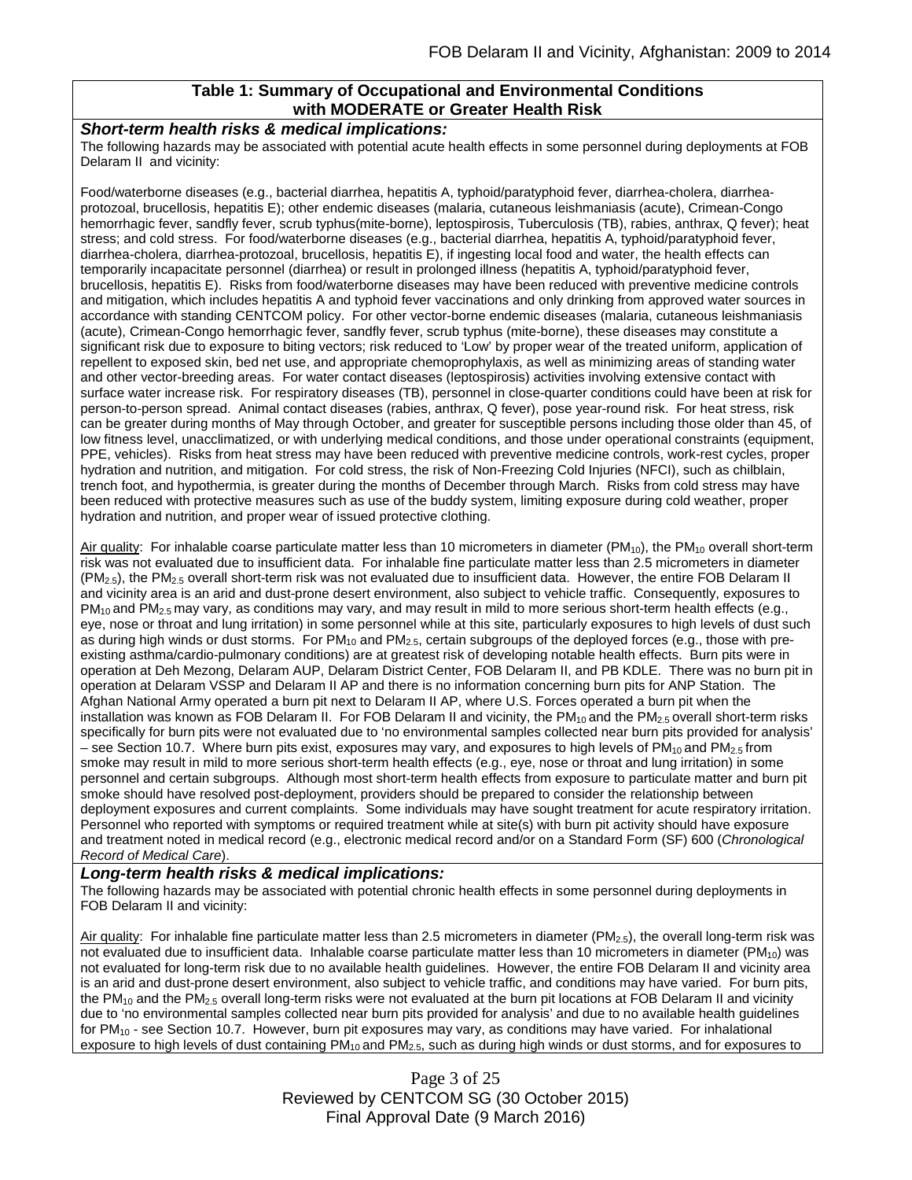### Table 1: Summary of Occupational and Environmental Conditions with MODERATE or Greater Health Risk

***Short-term health risks & medical implications:***

The following hazards may be associated with potential acute health effects in some personnel during deployments at FOB Delaram II and vicinity:

Food/waterborne diseases (e.g., bacterial diarrhea, hepatitis A, typhoid/paratyphoid fever, diarrhea-cholera, diarrhea-protozoal, brucellosis, hepatitis E); other endemic diseases (malaria, cutaneous leishmaniasis (acute), Crimean-Congo hemorrhagic fever, sandfly fever, scrub typhus(mite-borne), leptospirosis, Tuberculosis (TB), rabies, anthrax, Q fever); heat stress; and cold stress. For food/waterborne diseases (e.g., bacterial diarrhea, hepatitis A, typhoid/paratyphoid fever, diarrhea-cholera, diarrhea-protozoal, brucellosis, hepatitis E), if ingesting local food and water, the health effects can temporarily incapacitate personnel (diarrhea) or result in prolonged illness (hepatitis A, typhoid/paratyphoid fever, brucellosis, hepatitis E). Risks from food/waterborne diseases may have been reduced with preventive medicine controls and mitigation, which includes hepatitis A and typhoid fever vaccinations and only drinking from approved water sources in accordance with standing CENTCOM policy. For other vector-borne endemic diseases (malaria, cutaneous leishmaniasis (acute), Crimean-Congo hemorrhagic fever, sandfly fever, scrub typhus (mite-borne), these diseases may constitute a significant risk due to exposure to biting vectors; risk reduced to 'Low' by proper wear of the treated uniform, application of repellent to exposed skin, bed net use, and appropriate chemoprophylaxis, as well as minimizing areas of standing water and other vector-breeding areas. For water contact diseases (leptospirosis) activities involving extensive contact with surface water increase risk. For respiratory diseases (TB), personnel in close-quarter conditions could have been at risk for person-to-person spread. Animal contact diseases (rabies, anthrax, Q fever), pose year-round risk. For heat stress, risk can be greater during months of May through October, and greater for susceptible persons including those older than 45, of low fitness level, unacclimatized, or with underlying medical conditions, and those under operational constraints (equipment, PPE, vehicles). Risks from heat stress may have been reduced with preventive medicine controls, work-rest cycles, proper hydration and nutrition, and mitigation. For cold stress, the risk of Non-Freezing Cold Injuries (NFCI), such as chilblain, trench foot, and hypothermia, is greater during the months of December through March. Risks from cold stress may have been reduced with protective measures such as use of the buddy system, limiting exposure during cold weather, proper hydration and nutrition, and proper wear of issued protective clothing.

Air quality: For inhalable coarse particulate matter less than 10 micrometers in diameter ($PM_{10}$), the $PM_{10}$ overall short-term risk was not evaluated due to insufficient data. For inhalable fine particulate matter less than 2.5 micrometers in diameter ($PM_{2.5}$), the $PM_{2.5}$ overall short-term risk was not evaluated due to insufficient data. However, the entire FOB Delaram II and vicinity area is an arid and dust-prone desert environment, also subject to vehicle traffic. Consequently, exposures to $PM_{10}$ and $PM_{2.5}$ may vary, as conditions may vary, and may result in mild to more serious short-term health effects (e.g., eye, nose or throat and lung irritation) in some personnel while at this site, particularly exposures to high levels of dust such as during high winds or dust storms. For $PM_{10}$ and $PM_{2.5}$, certain subgroups of the deployed forces (e.g., those with pre-existing asthma/cardio-pulmonary conditions) are at greatest risk of developing notable health effects. Burn pits were in operation at Deh Mezong, Delaram AUP, Delaram District Center, FOB Delaram II, and PB KDLE. There was no burn pit in operation at Delaram VSSP and Delaram II AP and there is no information concerning burn pits for ANP Station. The Afghan National Army operated a burn pit next to Delaram II AP, where U.S. Forces operated a burn pit when the installation was known as FOB Delaram II. For FOB Delaram II and vicinity, the $PM_{10}$ and the $PM_{2.5}$ overall short-term risks specifically for burn pits were not evaluated due to 'no environmental samples collected near burn pits provided for analysis' – see Section 10.7. Where burn pits exist, exposures may vary, and exposures to high levels of $PM_{10}$ and $PM_{2.5}$ from smoke may result in mild to more serious short-term health effects (e.g., eye, nose or throat and lung irritation) in some personnel and certain subgroups. Although most short-term health effects from exposure to particulate matter and burn pit smoke should have resolved post-deployment, providers should be prepared to consider the relationship between deployment exposures and current complaints. Some individuals may have sought treatment for acute respiratory irritation. Personnel who reported with symptoms or required treatment while at site(s) with burn pit activity should have exposure and treatment noted in medical record (e.g., electronic medical record and/or on a Standard Form (SF) 600 (*Chronological Record of Medical Care*).

***Long-term health risks & medical implications:***

The following hazards may be associated with potential chronic health effects in some personnel during deployments in FOB Delaram II and vicinity:

Air quality: For inhalable fine particulate matter less than 2.5 micrometers in diameter ($PM_{2.5}$), the overall long-term risk was not evaluated due to insufficient data. Inhalable coarse particulate matter less than 10 micrometers in diameter ($PM_{10}$) was not evaluated for long-term risk due to no available health guidelines. However, the entire FOB Delaram II and vicinity area is an arid and dust-prone desert environment, also subject to vehicle traffic, and conditions may have varied. For burn pits, the $PM_{10}$ and the $PM_{2.5}$ overall long-term risks were not evaluated at the burn pit locations at FOB Delaram II and vicinity due to 'no environmental samples collected near burn pits provided for analysis' and due to no available health guidelines for $PM_{10}$ - see Section 10.7. However, burn pit exposures may vary, as conditions may have varied. For inhalational exposure to high levels of dust containing $PM_{10}$ and $PM_{2.5}$, such as during high winds or dust storms, and for exposures to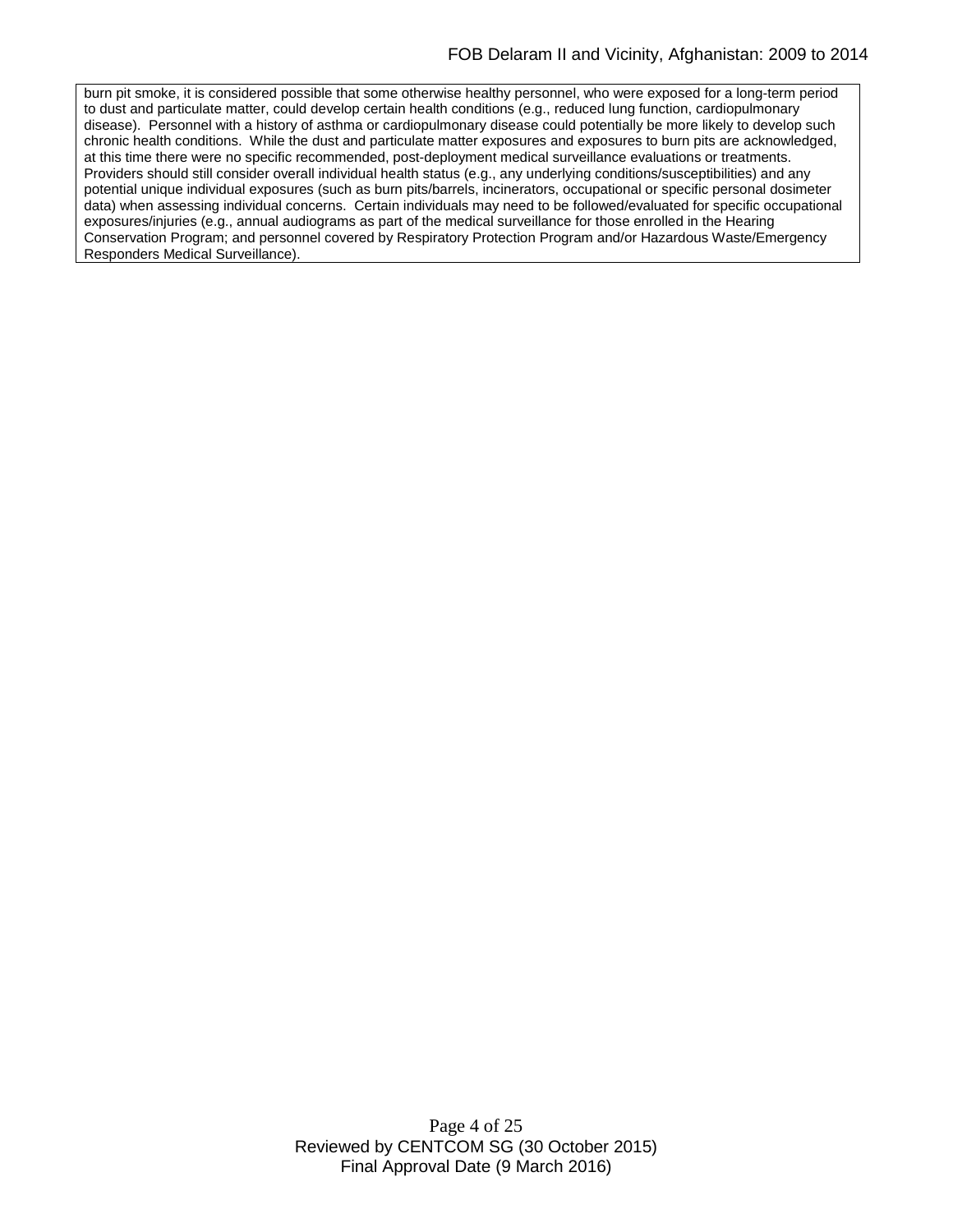burn pit smoke, it is considered possible that some otherwise healthy personnel, who were exposed for a long-term period to dust and particulate matter, could develop certain health conditions (e.g., reduced lung function, cardiopulmonary disease). Personnel with a history of asthma or cardiopulmonary disease could potentially be more likely to develop such chronic health conditions. While the dust and particulate matter exposures and exposures to burn pits are acknowledged, at this time there were no specific recommended, post-deployment medical surveillance evaluations or treatments. Providers should still consider overall individual health status (e.g., any underlying conditions/susceptibilities) and any potential unique individual exposures (such as burn pits/barrels, incinerators, occupational or specific personal dosimeter data) when assessing individual concerns. Certain individuals may need to be followed/evaluated for specific occupational exposures/injuries (e.g., annual audiograms as part of the medical surveillance for those enrolled in the Hearing Conservation Program; and personnel covered by Respiratory Protection Program and/or Hazardous Waste/Emergency Responders Medical Surveillance).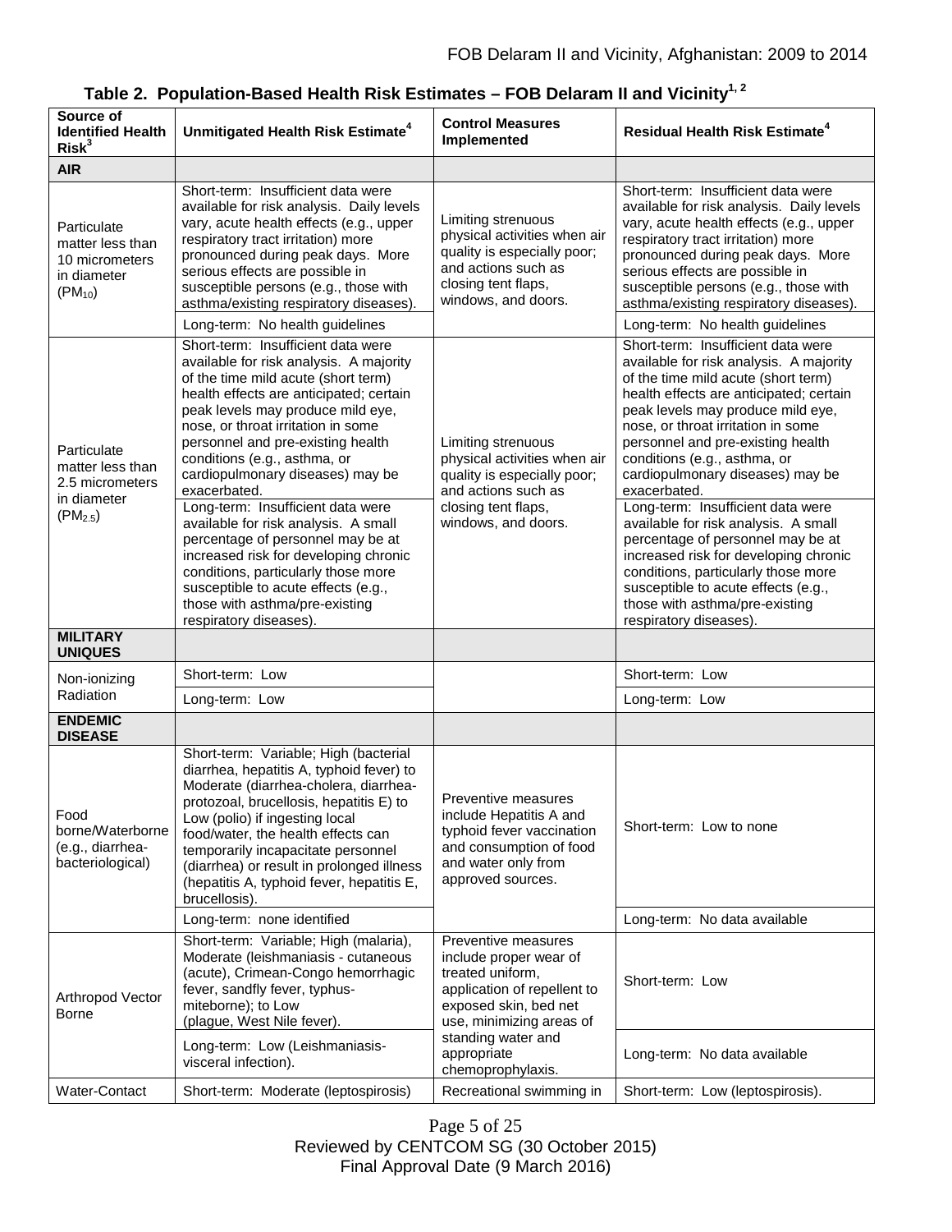**Table 2. Population-Based Health Risk Estimates – FOB Delaram II and Vicinity[1, 2]**

| Source of Identified Health Risk[3] | Unmitigated Health Risk Estimate[4] | Control Measures Implemented | Residual Health Risk Estimate[4] |
|---|---|---|---|
| **AIR** | | | |
| Particulate matter less than 10 micrometers in diameter ($PM_{10}$) | Short-term: Insufficient data were available for risk analysis. Daily levels vary, acute health effects (e.g., upper respiratory tract irritation) more pronounced during peak days. More serious effects are possible in susceptible persons (e.g., those with asthma/existing respiratory diseases). | Limiting strenuous physical activities when air quality is especially poor; and actions such as closing tent flaps, windows, and doors. | Short-term: Insufficient data were available for risk analysis. Daily levels vary, acute health effects (e.g., upper respiratory tract irritation) more pronounced during peak days. More serious effects are possible in susceptible persons (e.g., those with asthma/existing respiratory diseases). |
| | Long-term: No health guidelines | | Long-term: No health guidelines |
| Particulate matter less than 2.5 micrometers in diameter ($PM_{2.5}$) | Short-term: Insufficient data were available for risk analysis. A majority of the time mild acute (short term) health effects are anticipated; certain peak levels may produce mild eye, nose, or throat irritation in some personnel and pre-existing health conditions (e.g., asthma, or cardiopulmonary diseases) may be exacerbated. | Limiting strenuous physical activities when air quality is especially poor; and actions such as closing tent flaps, windows, and doors. | Short-term: Insufficient data were available for risk analysis. A majority of the time mild acute (short term) health effects are anticipated; certain peak levels may produce mild eye, nose, or throat irritation in some personnel and pre-existing health conditions (e.g., asthma, or cardiopulmonary diseases) may be exacerbated. |
| | Long-term: Insufficient data were available for risk analysis. A small percentage of personnel may be at increased risk for developing chronic conditions, particularly those more susceptible to acute effects (e.g., those with asthma/pre-existing respiratory diseases). | | Long-term: Insufficient data were available for risk analysis. A small percentage of personnel may be at increased risk for developing chronic conditions, particularly those more susceptible to acute effects (e.g., those with asthma/pre-existing respiratory diseases). |
| **MILITARY UNIQUES** | | | |
| Non-ionizing Radiation | Short-term: Low | | Short-term: Low |
| | Long-term: Low | | Long-term: Low |
| **ENDEMIC DISEASE** | | | |
| Food borne/Waterborne (e.g., diarrhea-bacteriological) | Short-term: Variable; High (bacterial diarrhea, hepatitis A, typhoid fever) to Moderate (diarrhea-cholera, diarrhea-protozoal, brucellosis, hepatitis E) to Low (polio) if ingesting local food/water, the health effects can temporarily incapacitate personnel (diarrhea) or result in prolonged illness (hepatitis A, typhoid fever, hepatitis E, brucellosis). | Preventive measures include Hepatitis A and typhoid fever vaccination and consumption of food and water only from approved sources. | Short-term: Low to none |
| | Long-term: none identified | | Long-term: No data available |
| Arthropod Vector Borne | Short-term: Variable; High (malaria), Moderate (leishmaniasis - cutaneous (acute), Crimean-Congo hemorrhagic fever, sandfly fever, typhus-miteborne); to Low (plague, West Nile fever). | Preventive measures include proper wear of treated uniform, application of repellent to exposed skin, bed net use, minimizing areas of standing water and appropriate chemoprophylaxis. | Short-term: Low |
| | Long-term: Low (Leishmaniasis-visceral infection). | | Long-term: No data available |
| Water-Contact | Short-term: Moderate (leptospirosis) | Recreational swimming in | Short-term: Low (leptospirosis). |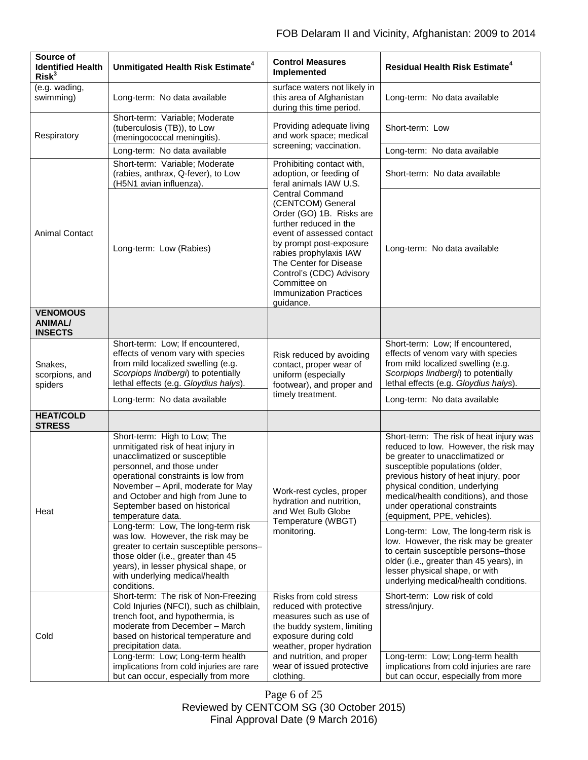| Source of Identified Health Risk[3] | Unmitigated Health Risk Estimate[4] | Control Measures Implemented | Residual Health Risk Estimate[4] |
|---|---|---|---|
| (e.g. wading, swimming) | Long-term: No data available | surface waters not likely in this area of Afghanistan during this time period. | Long-term: No data available |
| Respiratory | Short-term: Variable; Moderate (tuberculosis (TB)), to Low (meningococcal meningitis). | Providing adequate living and work space; medical screening; vaccination. | Short-term: Low |
| | Long-term: No data available | | Long-term: No data available |
| Animal Contact | Short-term: Variable; Moderate (rabies, anthrax, Q-fever), to Low (H5N1 avian influenza). | Prohibiting contact with, adoption, or feeding of feral animals IAW U.S. Central Command (CENTCOM) General Order (GO) 1B. Risks are further reduced in the event of assessed contact by prompt post-exposure rabies prophylaxis IAW The Center for Disease Control's (CDC) Advisory Committee on Immunization Practices guidance. | Short-term: No data available |
| | Long-term: Low (Rabies) | | Long-term: No data available |
| **VENOMOUS ANIMAL/ INSECTS** | | | |
| Snakes, scorpions, and spiders | Short-term: Low; If encountered, effects of venom vary with species from mild localized swelling (e.g. *Scorpiops lindbergi*) to potentially lethal effects (e.g. *Gloydius halys*). | Risk reduced by avoiding contact, proper wear of uniform (especially footwear), and proper and timely treatment. | Short-term: Low; If encountered, effects of venom vary with species from mild localized swelling (e.g. *Scorpiops lindbergi*) to potentially lethal effects (e.g. *Gloydius halys*). |
| | Long-term: No data available | | Long-term: No data available |
| **HEAT/COLD STRESS** | | | |
| Heat | Short-term: High to Low; The unmitigated risk of heat injury in unacclimatized or susceptible personnel, and those under operational constraints is low from November – April, moderate for May and October and high from June to September based on historical temperature data. | Work-rest cycles, proper hydration and nutrition, and Wet Bulb Globe Temperature (WBGT) monitoring. | Short-term: The risk of heat injury was reduced to low. However, the risk may be greater to unacclimatized or susceptible populations (older, previous history of heat injury, poor physical condition, underlying medical/health conditions), and those under operational constraints (equipment, PPE, vehicles). |
| | Long-term: Low, The long-term risk was low. However, the risk may be greater to certain susceptible persons–those older (i.e., greater than 45 years), in lesser physical shape, or with underlying medical/health conditions. | | Long-term: Low, The long-term risk is low. However, the risk may be greater to certain susceptible persons–those older (i.e., greater than 45 years), in lesser physical shape, or with underlying medical/health conditions. |
| Cold | Short-term: The risk of Non-Freezing Cold Injuries (NFCI), such as chilblain, trench foot, and hypothermia, is moderate from December – March based on historical temperature and precipitation data. | Risks from cold stress reduced with protective measures such as use of the buddy system, limiting exposure during cold weather, proper hydration and nutrition, and proper wear of issued protective clothing. | Short-term: Low risk of cold stress/injury. |
| | Long-term: Low; Long-term health implications from cold injuries are rare but can occur, especially from more | | Long-term: Low; Long-term health implications from cold injuries are rare but can occur, especially from more |

Reviewed by CENTCOM SG (30 October 2015)
Final Approval Date (9 March 2016)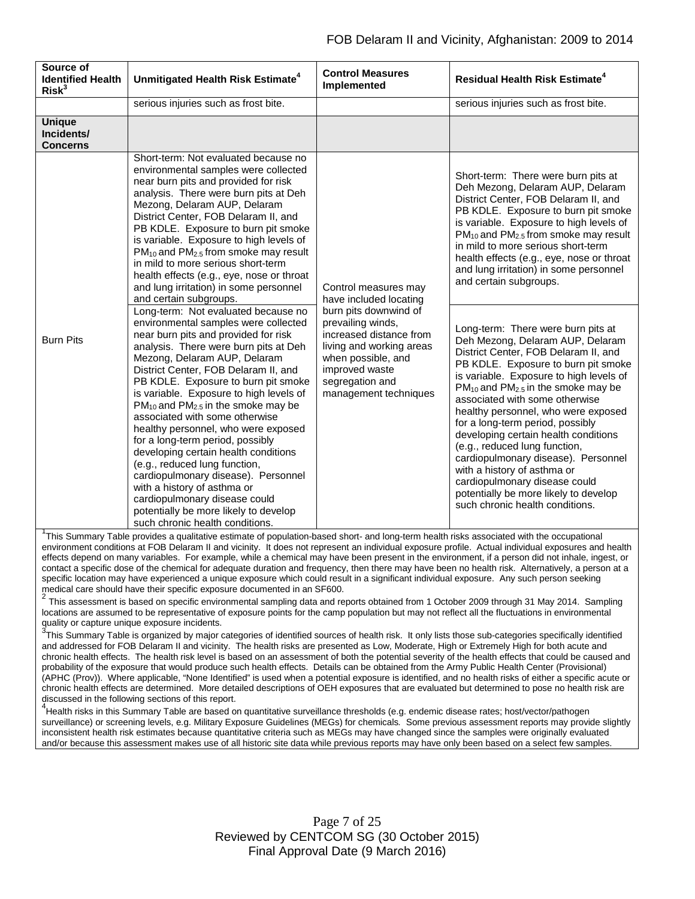| Source of Identified Health Risk[3] | Unmitigated Health Risk Estimate[4] | Control Measures Implemented | Residual Health Risk Estimate[4] |
|---|---|---|---|
| | serious injuries such as frost bite. | | serious injuries such as frost bite. |
| **Unique Incidents/ Concerns** | | | |
| Burn Pits | Short-term: Not evaluated because no environmental samples were collected near burn pits and provided for risk analysis. There were burn pits at Deh Mezong, Delaram AUP, Delaram District Center, FOB Delaram II, and PB KDLE. Exposure to burn pit smoke is variable. Exposure to high levels of $PM_{10}$ and $PM_{2.5}$ from smoke may result in mild to more serious short-term health effects (e.g., eye, nose or throat and lung irritation) in some personnel and certain subgroups. | Control measures may have included locating burn pits downwind of prevailing winds, increased distance from living and working areas when possible, and improved waste segregation and management techniques | Short-term: There were burn pits at Deh Mezong, Delaram AUP, Delaram District Center, FOB Delaram II, and PB KDLE. Exposure to burn pit smoke is variable. Exposure to high levels of $PM_{10}$ and $PM_{2.5}$ from smoke may result in mild to more serious short-term health effects (e.g., eye, nose or throat and lung irritation) in some personnel and certain subgroups. |
| | Long-term: Not evaluated because no environmental samples were collected near burn pits and provided for risk analysis. There were burn pits at Deh Mezong, Delaram AUP, Delaram District Center, FOB Delaram II, and PB KDLE. Exposure to burn pit smoke is variable. Exposure to high levels of $PM_{10}$ and $PM_{2.5}$ in the smoke may be associated with some otherwise healthy personnel, who were exposed for a long-term period, possibly developing certain health conditions (e.g., reduced lung function, cardiopulmonary disease). Personnel with a history of asthma or cardiopulmonary disease could potentially be more likely to develop such chronic health conditions. | | Long-term: There were burn pits at Deh Mezong, Delaram AUP, Delaram District Center, FOB Delaram II, and PB KDLE. Exposure to burn pit smoke is variable. Exposure to high levels of $PM_{10}$ and $PM_{2.5}$ in the smoke may be associated with some otherwise healthy personnel, who were exposed for a long-term period, possibly developing certain health conditions (e.g., reduced lung function, cardiopulmonary disease). Personnel with a history of asthma or cardiopulmonary disease could potentially be more likely to develop such chronic health conditions. |

[1]This Summary Table provides a qualitative estimate of population-based short- and long-term health risks associated with the occupational environment conditions at FOB Delaram II and vicinity. It does not represent an individual exposure profile. Actual individual exposures and health effects depend on many variables. For example, while a chemical may have been present in the environment, if a person did not inhale, ingest, or contact a specific dose of the chemical for adequate duration and frequency, then there may have been no health risk. Alternatively, a person at a specific location may have experienced a unique exposure which could result in a significant individual exposure. Any such person seeking medical care should have their specific exposure documented in an SF600.

[2] This assessment is based on specific environmental sampling data and reports obtained from 1 October 2009 through 31 May 2014. Sampling locations are assumed to be representative of exposure points for the camp population but may not reflect all the fluctuations in environmental quality or capture unique exposure incidents.

[3]This Summary Table is organized by major categories of identified sources of health risk. It only lists those sub-categories specifically identified and addressed for FOB Delaram II and vicinity. The health risks are presented as Low, Moderate, High or Extremely High for both acute and chronic health effects. The health risk level is based on an assessment of both the potential severity of the health effects that could be caused and probability of the exposure that would produce such health effects. Details can be obtained from the Army Public Health Center (Provisional) (APHC (Prov)). Where applicable, "None Identified" is used when a potential exposure is identified, and no health risks of either a specific acute or chronic health effects are determined. More detailed descriptions of OEH exposures that are evaluated but determined to pose no health risk are discussed in the following sections of this report.

[4]Health risks in this Summary Table are based on quantitative surveillance thresholds (e.g. endemic disease rates; host/vector/pathogen surveillance) or screening levels, e.g. Military Exposure Guidelines (MEGs) for chemicals*.* Some previous assessment reports may provide slightly inconsistent health risk estimates because quantitative criteria such as MEGs may have changed since the samples were originally evaluated and/or because this assessment makes use of all historic site data while previous reports may have only been based on a select few samples.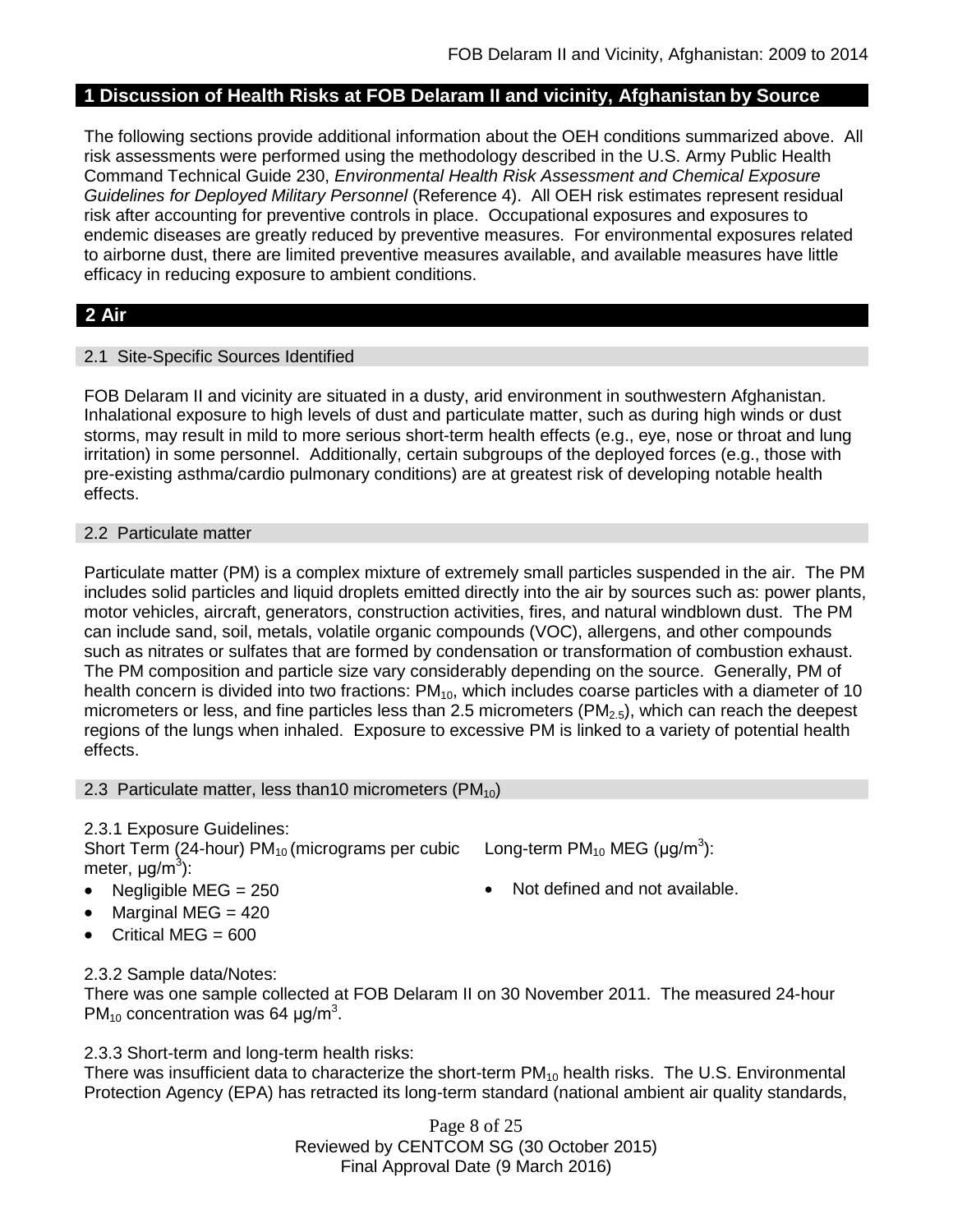## 1 Discussion of Health Risks at FOB Delaram II and vicinity, Afghanistan by Source

The following sections provide additional information about the OEH conditions summarized above. All risk assessments were performed using the methodology described in the U.S. Army Public Health Command Technical Guide 230, *Environmental Health Risk Assessment and Chemical Exposure Guidelines for Deployed Military Personnel* (Reference 4). All OEH risk estimates represent residual risk after accounting for preventive controls in place. Occupational exposures and exposures to endemic diseases are greatly reduced by preventive measures. For environmental exposures related to airborne dust, there are limited preventive measures available, and available measures have little efficacy in reducing exposure to ambient conditions.

## 2 Air

### 2.1 Site-Specific Sources Identified

FOB Delaram II and vicinity are situated in a dusty, arid environment in southwestern Afghanistan. Inhalational exposure to high levels of dust and particulate matter, such as during high winds or dust storms, may result in mild to more serious short-term health effects (e.g., eye, nose or throat and lung irritation) in some personnel. Additionally, certain subgroups of the deployed forces (e.g., those with pre-existing asthma/cardio pulmonary conditions) are at greatest risk of developing notable health effects.

### 2.2 Particulate matter

Particulate matter (PM) is a complex mixture of extremely small particles suspended in the air. The PM includes solid particles and liquid droplets emitted directly into the air by sources such as: power plants, motor vehicles, aircraft, generators, construction activities, fires, and natural windblown dust. The PM can include sand, soil, metals, volatile organic compounds (VOC), allergens, and other compounds such as nitrates or sulfates that are formed by condensation or transformation of combustion exhaust. The PM composition and particle size vary considerably depending on the source. Generally, PM of health concern is divided into two fractions: $PM_{10}$, which includes coarse particles with a diameter of 10 micrometers or less, and fine particles less than 2.5 micrometers ($PM_{2.5}$), which can reach the deepest regions of the lungs when inhaled. Exposure to excessive PM is linked to a variety of potential health effects.

### 2.3 Particulate matter, less than10 micrometers ($PM_{10}$)

2.3.1 Exposure Guidelines:

Short Term (24-hour) $PM_{10}$ (micrograms per cubic meter, $\mu g/m^3$):

- Negligible MEG = 250
- Marginal MEG = 420
- Critical MEG = 600

Long-term $PM_{10}$ MEG ($\mu g/m^3$):

- Not defined and not available.

2.3.2 Sample data/Notes:

There was one sample collected at FOB Delaram II on 30 November 2011. The measured 24-hour $PM_{10}$ concentration was 64 $\mu g/m^3$.

2.3.3 Short-term and long-term health risks:

There was insufficient data to characterize the short-term $PM_{10}$ health risks. The U.S. Environmental Protection Agency (EPA) has retracted its long-term standard (national ambient air quality standards,

Reviewed by CENTCOM SG (30 October 2015)
Final Approval Date (9 March 2016)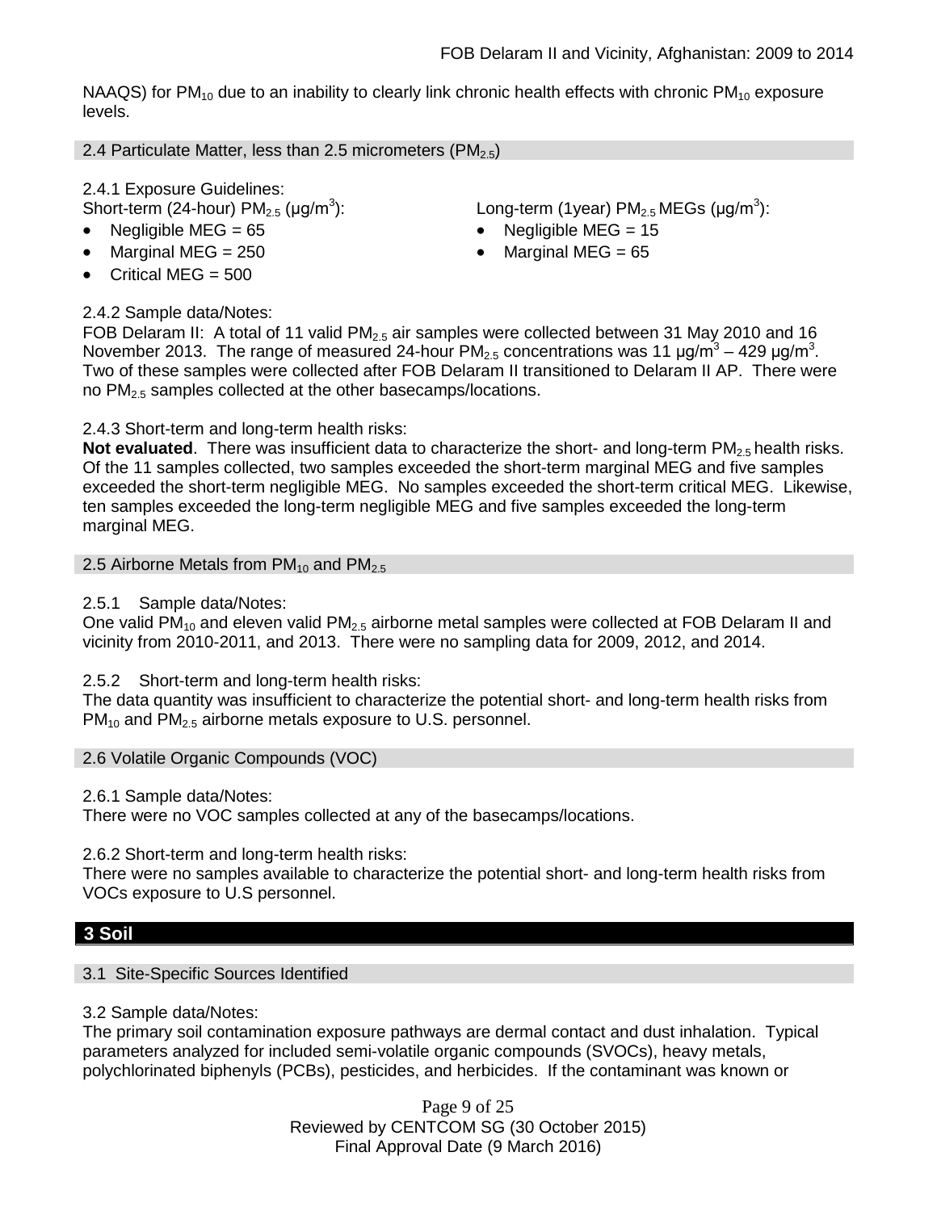NAAQS) for $PM_{10}$ due to an inability to clearly link chronic health effects with chronic $PM_{10}$ exposure levels.

### 2.4 Particulate Matter, less than 2.5 micrometers ($PM_{2.5}$)

2.4.1 Exposure Guidelines:

Short-term (24-hour) $PM_{2.5}$ (μg/m$^3$):

- Negligible MEG = 65
- Marginal MEG = 250
- Critical MEG = 500

Long-term (1year) $PM_{2.5}$ MEGs (μg/m$^3$):

- Negligible MEG = 15
- Marginal MEG = 65

2.4.2 Sample data/Notes:

FOB Delaram II: A total of 11 valid $PM_{2.5}$ air samples were collected between 31 May 2010 and 16 November 2013. The range of measured 24-hour $PM_{2.5}$ concentrations was 11 μg/m$^3$ – 429 μg/m$^3$. Two of these samples were collected after FOB Delaram II transitioned to Delaram II AP. There were no $PM_{2.5}$ samples collected at the other basecamps/locations.

2.4.3 Short-term and long-term health risks:

**Not evaluated**. There was insufficient data to characterize the short- and long-term $PM_{2.5}$ health risks. Of the 11 samples collected, two samples exceeded the short-term marginal MEG and five samples exceeded the short-term negligible MEG. No samples exceeded the short-term critical MEG. Likewise, ten samples exceeded the long-term negligible MEG and five samples exceeded the long-term marginal MEG.

### 2.5 Airborne Metals from $PM_{10}$ and $PM_{2.5}$

2.5.1 Sample data/Notes:

One valid $PM_{10}$ and eleven valid $PM_{2.5}$ airborne metal samples were collected at FOB Delaram II and vicinity from 2010-2011, and 2013. There were no sampling data for 2009, 2012, and 2014.

2.5.2 Short-term and long-term health risks:

The data quantity was insufficient to characterize the potential short- and long-term health risks from $PM_{10}$ and $PM_{2.5}$ airborne metals exposure to U.S. personnel.

### 2.6 Volatile Organic Compounds (VOC)

2.6.1 Sample data/Notes:

There were no VOC samples collected at any of the basecamps/locations.

2.6.2 Short-term and long-term health risks:

There were no samples available to characterize the potential short- and long-term health risks from VOCs exposure to U.S personnel.

## 3 Soil

### 3.1 Site-Specific Sources Identified

3.2 Sample data/Notes:

The primary soil contamination exposure pathways are dermal contact and dust inhalation. Typical parameters analyzed for included semi-volatile organic compounds (SVOCs), heavy metals, polychlorinated biphenyls (PCBs), pesticides, and herbicides. If the contaminant was known or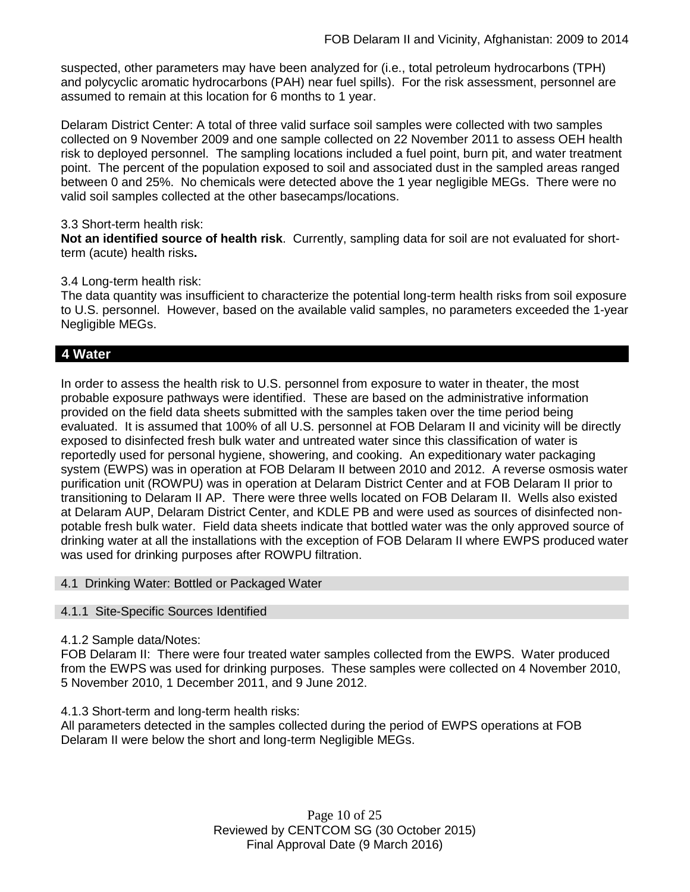suspected, other parameters may have been analyzed for (i.e., total petroleum hydrocarbons (TPH) and polycyclic aromatic hydrocarbons (PAH) near fuel spills). For the risk assessment, personnel are assumed to remain at this location for 6 months to 1 year.

Delaram District Center: A total of three valid surface soil samples were collected with two samples collected on 9 November 2009 and one sample collected on 22 November 2011 to assess OEH health risk to deployed personnel. The sampling locations included a fuel point, burn pit, and water treatment point. The percent of the population exposed to soil and associated dust in the sampled areas ranged between 0 and 25%. No chemicals were detected above the 1 year negligible MEGs. There were no valid soil samples collected at the other basecamps/locations.

3.3 Short-term health risk:

**Not an identified source of health risk**. Currently, sampling data for soil are not evaluated for short-term (acute) health risks**.**

3.4 Long-term health risk:

The data quantity was insufficient to characterize the potential long-term health risks from soil exposure to U.S. personnel. However, based on the available valid samples, no parameters exceeded the 1-year Negligible MEGs.

## 4 Water

In order to assess the health risk to U.S. personnel from exposure to water in theater, the most probable exposure pathways were identified. These are based on the administrative information provided on the field data sheets submitted with the samples taken over the time period being evaluated. It is assumed that 100% of all U.S. personnel at FOB Delaram II and vicinity will be directly exposed to disinfected fresh bulk water and untreated water since this classification of water is reportedly used for personal hygiene, showering, and cooking. An expeditionary water packaging system (EWPS) was in operation at FOB Delaram II between 2010 and 2012. A reverse osmosis water purification unit (ROWPU) was in operation at Delaram District Center and at FOB Delaram II prior to transitioning to Delaram II AP. There were three wells located on FOB Delaram II. Wells also existed at Delaram AUP, Delaram District Center, and KDLE PB and were used as sources of disinfected non-potable fresh bulk water. Field data sheets indicate that bottled water was the only approved source of drinking water at all the installations with the exception of FOB Delaram II where EWPS produced water was used for drinking purposes after ROWPU filtration.

### 4.1 Drinking Water: Bottled or Packaged Water

#### 4.1.1 Site-Specific Sources Identified

4.1.2 Sample data/Notes:

FOB Delaram II: There were four treated water samples collected from the EWPS. Water produced from the EWPS was used for drinking purposes. These samples were collected on 4 November 2010, 5 November 2010, 1 December 2011, and 9 June 2012.

4.1.3 Short-term and long-term health risks:

All parameters detected in the samples collected during the period of EWPS operations at FOB Delaram II were below the short and long-term Negligible MEGs.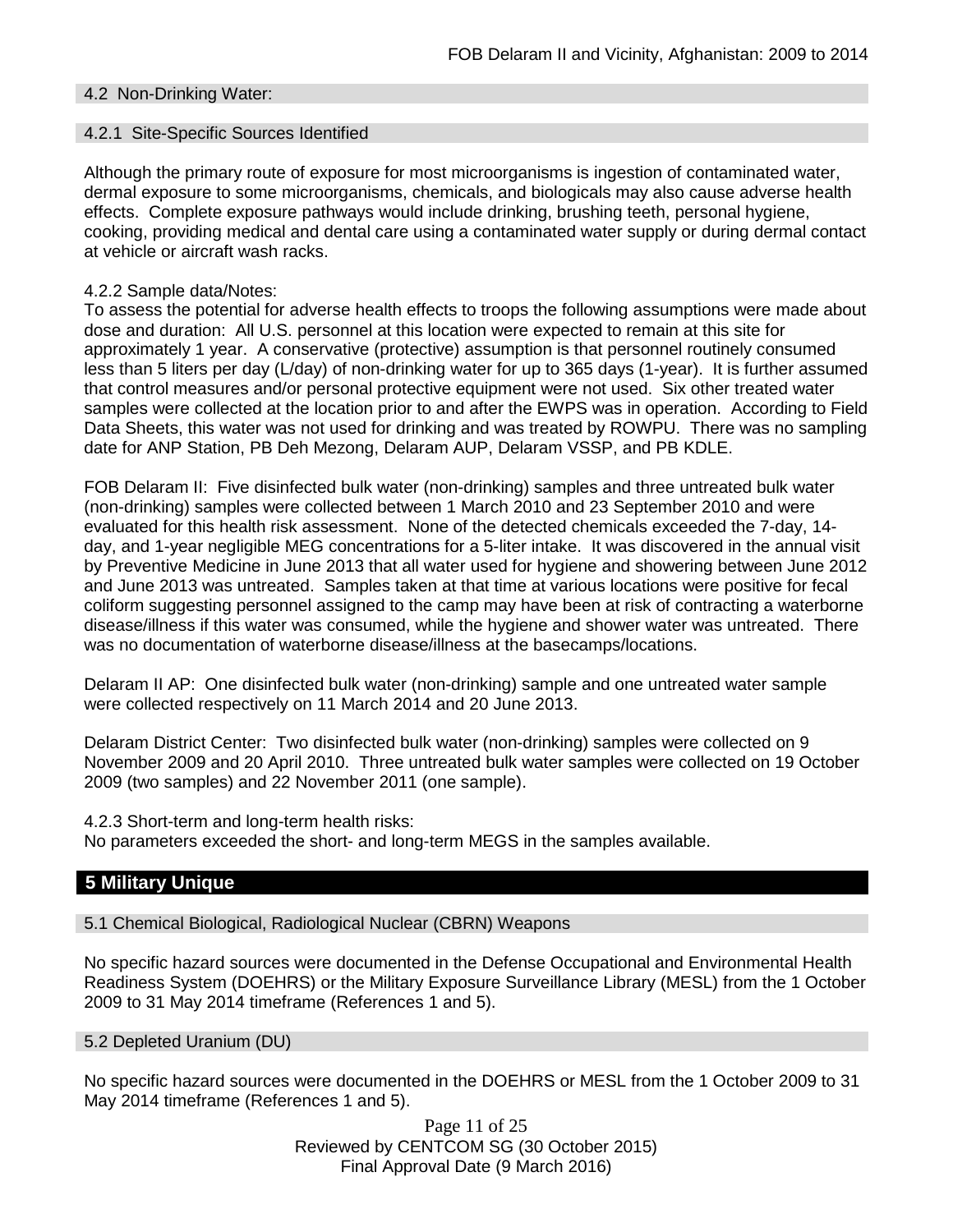### 4.2 Non-Drinking Water:

#### 4.2.1 Site-Specific Sources Identified

Although the primary route of exposure for most microorganisms is ingestion of contaminated water, dermal exposure to some microorganisms, chemicals, and biologicals may also cause adverse health effects. Complete exposure pathways would include drinking, brushing teeth, personal hygiene, cooking, providing medical and dental care using a contaminated water supply or during dermal contact at vehicle or aircraft wash racks.

4.2.2 Sample data/Notes:

To assess the potential for adverse health effects to troops the following assumptions were made about dose and duration: All U.S. personnel at this location were expected to remain at this site for approximately 1 year. A conservative (protective) assumption is that personnel routinely consumed less than 5 liters per day (L/day) of non-drinking water for up to 365 days (1-year). It is further assumed that control measures and/or personal protective equipment were not used. Six other treated water samples were collected at the location prior to and after the EWPS was in operation. According to Field Data Sheets, this water was not used for drinking and was treated by ROWPU. There was no sampling date for ANP Station, PB Deh Mezong, Delaram AUP, Delaram VSSP, and PB KDLE.

FOB Delaram II: Five disinfected bulk water (non-drinking) samples and three untreated bulk water (non-drinking) samples were collected between 1 March 2010 and 23 September 2010 and were evaluated for this health risk assessment. None of the detected chemicals exceeded the 7-day, 14-day, and 1-year negligible MEG concentrations for a 5-liter intake. It was discovered in the annual visit by Preventive Medicine in June 2013 that all water used for hygiene and showering between June 2012 and June 2013 was untreated. Samples taken at that time at various locations were positive for fecal coliform suggesting personnel assigned to the camp may have been at risk of contracting a waterborne disease/illness if this water was consumed, while the hygiene and shower water was untreated. There was no documentation of waterborne disease/illness at the basecamps/locations.

Delaram II AP: One disinfected bulk water (non-drinking) sample and one untreated water sample were collected respectively on 11 March 2014 and 20 June 2013.

Delaram District Center: Two disinfected bulk water (non-drinking) samples were collected on 9 November 2009 and 20 April 2010. Three untreated bulk water samples were collected on 19 October 2009 (two samples) and 22 November 2011 (one sample).

4.2.3 Short-term and long-term health risks:

No parameters exceeded the short- and long-term MEGS in the samples available.

## 5 Military Unique

### 5.1 Chemical Biological, Radiological Nuclear (CBRN) Weapons

No specific hazard sources were documented in the Defense Occupational and Environmental Health Readiness System (DOEHRS) or the Military Exposure Surveillance Library (MESL) from the 1 October 2009 to 31 May 2014 timeframe (References 1 and 5).

### 5.2 Depleted Uranium (DU)

No specific hazard sources were documented in the DOEHRS or MESL from the 1 October 2009 to 31 May 2014 timeframe (References 1 and 5).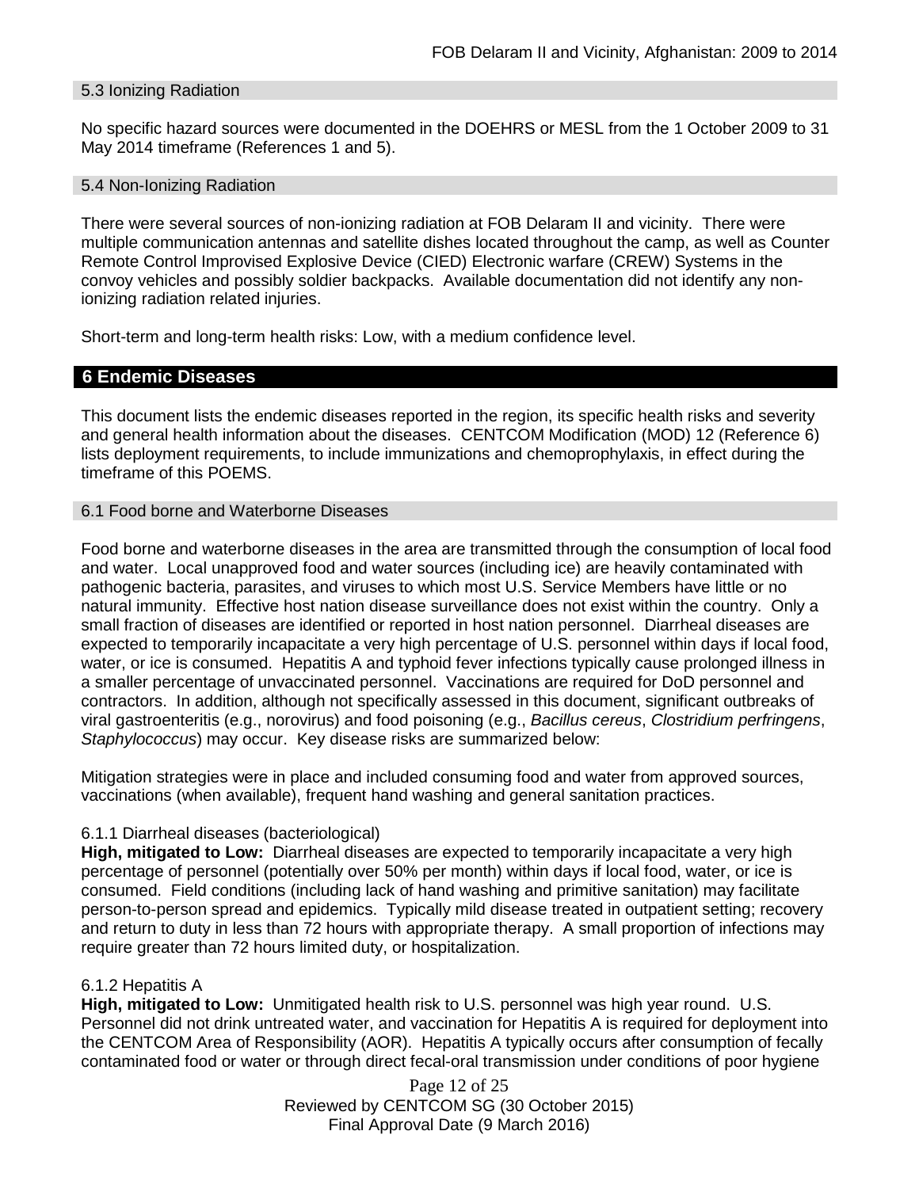### 5.3 Ionizing Radiation

No specific hazard sources were documented in the DOEHRS or MESL from the 1 October 2009 to 31 May 2014 timeframe (References 1 and 5).

### 5.4 Non-Ionizing Radiation

There were several sources of non-ionizing radiation at FOB Delaram II and vicinity. There were multiple communication antennas and satellite dishes located throughout the camp, as well as Counter Remote Control Improvised Explosive Device (CIED) Electronic warfare (CREW) Systems in the convoy vehicles and possibly soldier backpacks. Available documentation did not identify any non-ionizing radiation related injuries.

Short-term and long-term health risks: Low, with a medium confidence level.

## 6 Endemic Diseases

This document lists the endemic diseases reported in the region, its specific health risks and severity and general health information about the diseases. CENTCOM Modification (MOD) 12 (Reference 6) lists deployment requirements, to include immunizations and chemoprophylaxis, in effect during the timeframe of this POEMS.

### 6.1 Food borne and Waterborne Diseases

Food borne and waterborne diseases in the area are transmitted through the consumption of local food and water. Local unapproved food and water sources (including ice) are heavily contaminated with pathogenic bacteria, parasites, and viruses to which most U.S. Service Members have little or no natural immunity. Effective host nation disease surveillance does not exist within the country. Only a small fraction of diseases are identified or reported in host nation personnel. Diarrheal diseases are expected to temporarily incapacitate a very high percentage of U.S. personnel within days if local food, water, or ice is consumed. Hepatitis A and typhoid fever infections typically cause prolonged illness in a smaller percentage of unvaccinated personnel. Vaccinations are required for DoD personnel and contractors. In addition, although not specifically assessed in this document, significant outbreaks of viral gastroenteritis (e.g., norovirus) and food poisoning (e.g., *Bacillus cereus*, *Clostridium perfringens*, *Staphylococcus*) may occur. Key disease risks are summarized below:

Mitigation strategies were in place and included consuming food and water from approved sources, vaccinations (when available), frequent hand washing and general sanitation practices.

#### 6.1.1 Diarrheal diseases (bacteriological)

**High, mitigated to Low:** Diarrheal diseases are expected to temporarily incapacitate a very high percentage of personnel (potentially over 50% per month) within days if local food, water, or ice is consumed. Field conditions (including lack of hand washing and primitive sanitation) may facilitate person-to-person spread and epidemics. Typically mild disease treated in outpatient setting; recovery and return to duty in less than 72 hours with appropriate therapy. A small proportion of infections may require greater than 72 hours limited duty, or hospitalization.

#### 6.1.2 Hepatitis A

**High, mitigated to Low:** Unmitigated health risk to U.S. personnel was high year round. U.S. Personnel did not drink untreated water, and vaccination for Hepatitis A is required for deployment into the CENTCOM Area of Responsibility (AOR). Hepatitis A typically occurs after consumption of fecally contaminated food or water or through direct fecal-oral transmission under conditions of poor hygiene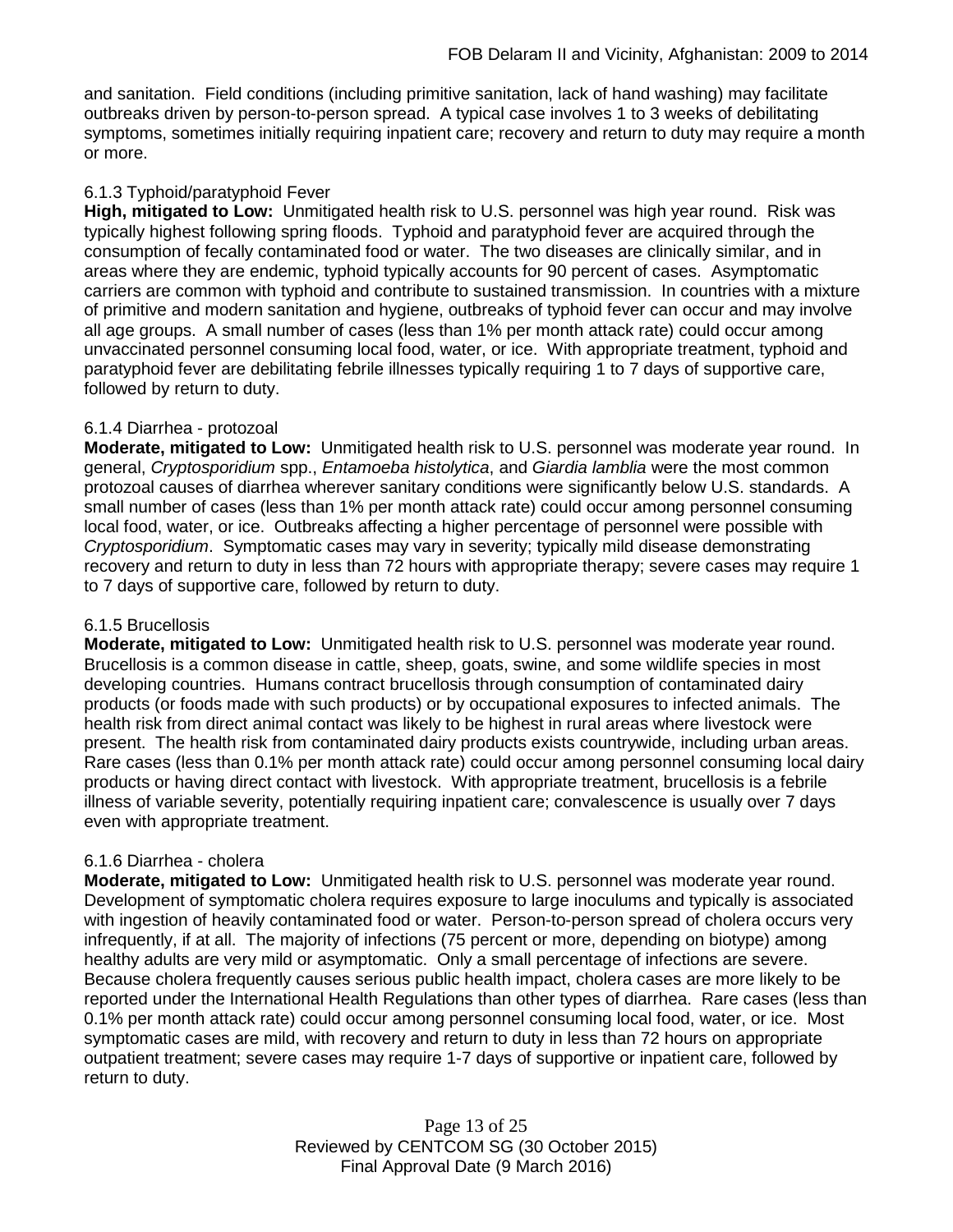and sanitation. Field conditions (including primitive sanitation, lack of hand washing) may facilitate outbreaks driven by person-to-person spread. A typical case involves 1 to 3 weeks of debilitating symptoms, sometimes initially requiring inpatient care; recovery and return to duty may require a month or more.

### 6.1.3 Typhoid/paratyphoid Fever

**High, mitigated to Low:** Unmitigated health risk to U.S. personnel was high year round. Risk was typically highest following spring floods. Typhoid and paratyphoid fever are acquired through the consumption of fecally contaminated food or water. The two diseases are clinically similar, and in areas where they are endemic, typhoid typically accounts for 90 percent of cases. Asymptomatic carriers are common with typhoid and contribute to sustained transmission. In countries with a mixture of primitive and modern sanitation and hygiene, outbreaks of typhoid fever can occur and may involve all age groups. A small number of cases (less than 1% per month attack rate) could occur among unvaccinated personnel consuming local food, water, or ice. With appropriate treatment, typhoid and paratyphoid fever are debilitating febrile illnesses typically requiring 1 to 7 days of supportive care, followed by return to duty.

### 6.1.4 Diarrhea - protozoal

**Moderate, mitigated to Low:** Unmitigated health risk to U.S. personnel was moderate year round. In general, *Cryptosporidium* spp., *Entamoeba histolytica*, and *Giardia lamblia* were the most common protozoal causes of diarrhea wherever sanitary conditions were significantly below U.S. standards. A small number of cases (less than 1% per month attack rate) could occur among personnel consuming local food, water, or ice. Outbreaks affecting a higher percentage of personnel were possible with *Cryptosporidium*. Symptomatic cases may vary in severity; typically mild disease demonstrating recovery and return to duty in less than 72 hours with appropriate therapy; severe cases may require 1 to 7 days of supportive care, followed by return to duty.

### 6.1.5 Brucellosis

**Moderate, mitigated to Low:** Unmitigated health risk to U.S. personnel was moderate year round. Brucellosis is a common disease in cattle, sheep, goats, swine, and some wildlife species in most developing countries. Humans contract brucellosis through consumption of contaminated dairy products (or foods made with such products) or by occupational exposures to infected animals. The health risk from direct animal contact was likely to be highest in rural areas where livestock were present. The health risk from contaminated dairy products exists countrywide, including urban areas. Rare cases (less than 0.1% per month attack rate) could occur among personnel consuming local dairy products or having direct contact with livestock. With appropriate treatment, brucellosis is a febrile illness of variable severity, potentially requiring inpatient care; convalescence is usually over 7 days even with appropriate treatment.

### 6.1.6 Diarrhea - cholera

**Moderate, mitigated to Low:** Unmitigated health risk to U.S. personnel was moderate year round. Development of symptomatic cholera requires exposure to large inoculums and typically is associated with ingestion of heavily contaminated food or water. Person-to-person spread of cholera occurs very infrequently, if at all. The majority of infections (75 percent or more, depending on biotype) among healthy adults are very mild or asymptomatic. Only a small percentage of infections are severe. Because cholera frequently causes serious public health impact, cholera cases are more likely to be reported under the International Health Regulations than other types of diarrhea. Rare cases (less than 0.1% per month attack rate) could occur among personnel consuming local food, water, or ice. Most symptomatic cases are mild, with recovery and return to duty in less than 72 hours on appropriate outpatient treatment; severe cases may require 1-7 days of supportive or inpatient care, followed by return to duty.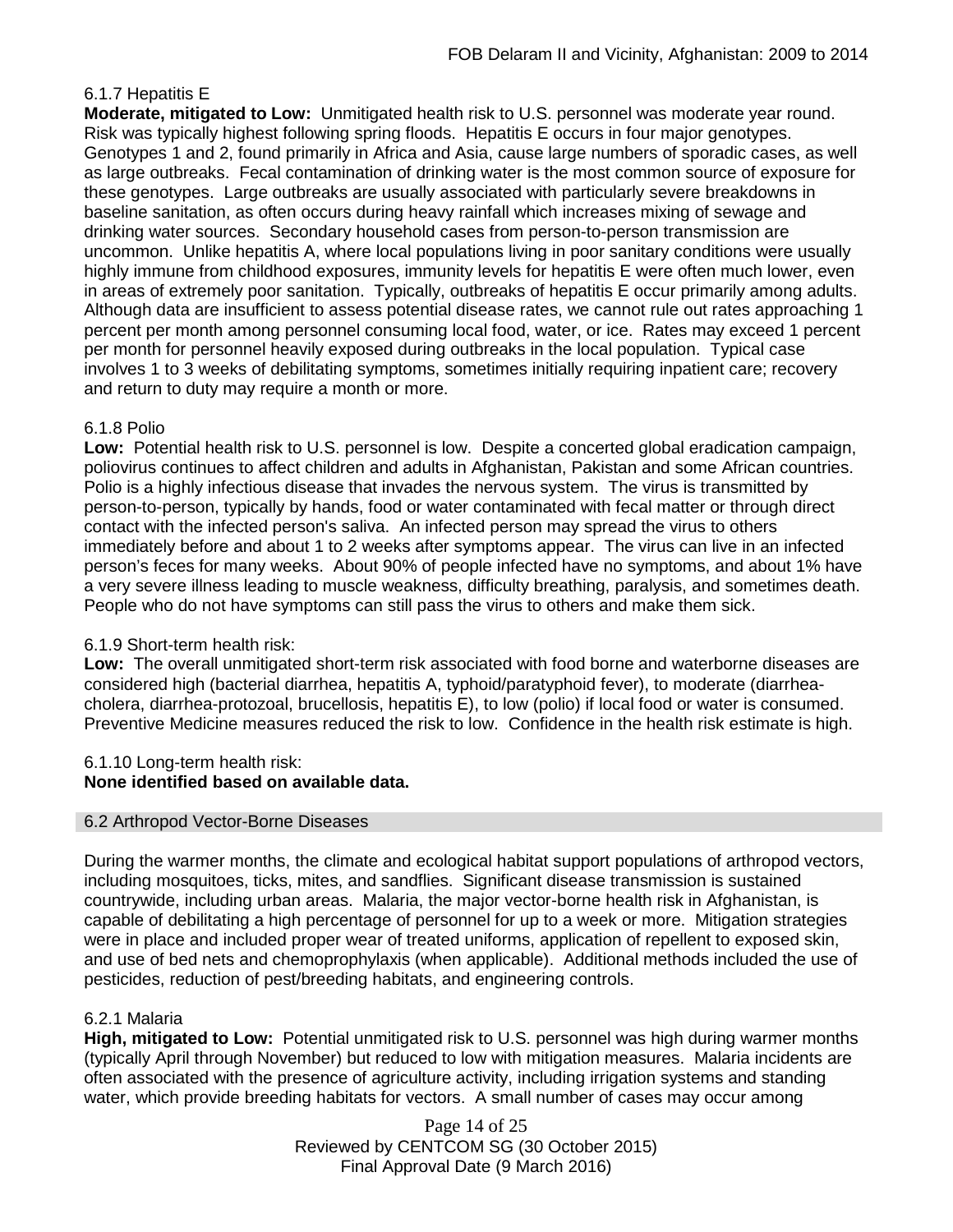### 6.1.7 Hepatitis E

**Moderate, mitigated to Low:** Unmitigated health risk to U.S. personnel was moderate year round. Risk was typically highest following spring floods. Hepatitis E occurs in four major genotypes. Genotypes 1 and 2, found primarily in Africa and Asia, cause large numbers of sporadic cases, as well as large outbreaks. Fecal contamination of drinking water is the most common source of exposure for these genotypes. Large outbreaks are usually associated with particularly severe breakdowns in baseline sanitation, as often occurs during heavy rainfall which increases mixing of sewage and drinking water sources. Secondary household cases from person-to-person transmission are uncommon. Unlike hepatitis A, where local populations living in poor sanitary conditions were usually highly immune from childhood exposures, immunity levels for hepatitis E were often much lower, even in areas of extremely poor sanitation. Typically, outbreaks of hepatitis E occur primarily among adults. Although data are insufficient to assess potential disease rates, we cannot rule out rates approaching 1 percent per month among personnel consuming local food, water, or ice. Rates may exceed 1 percent per month for personnel heavily exposed during outbreaks in the local population. Typical case involves 1 to 3 weeks of debilitating symptoms, sometimes initially requiring inpatient care; recovery and return to duty may require a month or more.

### 6.1.8 Polio

**Low:** Potential health risk to U.S. personnel is low. Despite a concerted global eradication campaign, poliovirus continues to affect children and adults in Afghanistan, Pakistan and some African countries. Polio is a highly infectious disease that invades the nervous system. The virus is transmitted by person-to-person, typically by hands, food or water contaminated with fecal matter or through direct contact with the infected person's saliva. An infected person may spread the virus to others immediately before and about 1 to 2 weeks after symptoms appear. The virus can live in an infected person's feces for many weeks. About 90% of people infected have no symptoms, and about 1% have a very severe illness leading to muscle weakness, difficulty breathing, paralysis, and sometimes death. People who do not have symptoms can still pass the virus to others and make them sick.

### 6.1.9 Short-term health risk:

**Low:** The overall unmitigated short-term risk associated with food borne and waterborne diseases are considered high (bacterial diarrhea, hepatitis A, typhoid/paratyphoid fever), to moderate (diarrhea-cholera, diarrhea-protozoal, brucellosis, hepatitis E), to low (polio) if local food or water is consumed. Preventive Medicine measures reduced the risk to low. Confidence in the health risk estimate is high.

### 6.1.10 Long-term health risk:

**None identified based on available data.**

## 6.2 Arthropod Vector-Borne Diseases

During the warmer months, the climate and ecological habitat support populations of arthropod vectors, including mosquitoes, ticks, mites, and sandflies. Significant disease transmission is sustained countrywide, including urban areas. Malaria, the major vector-borne health risk in Afghanistan, is capable of debilitating a high percentage of personnel for up to a week or more. Mitigation strategies were in place and included proper wear of treated uniforms, application of repellent to exposed skin, and use of bed nets and chemoprophylaxis (when applicable). Additional methods included the use of pesticides, reduction of pest/breeding habitats, and engineering controls.

### 6.2.1 Malaria

**High, mitigated to Low:** Potential unmitigated risk to U.S. personnel was high during warmer months (typically April through November) but reduced to low with mitigation measures. Malaria incidents are often associated with the presence of agriculture activity, including irrigation systems and standing water, which provide breeding habitats for vectors. A small number of cases may occur among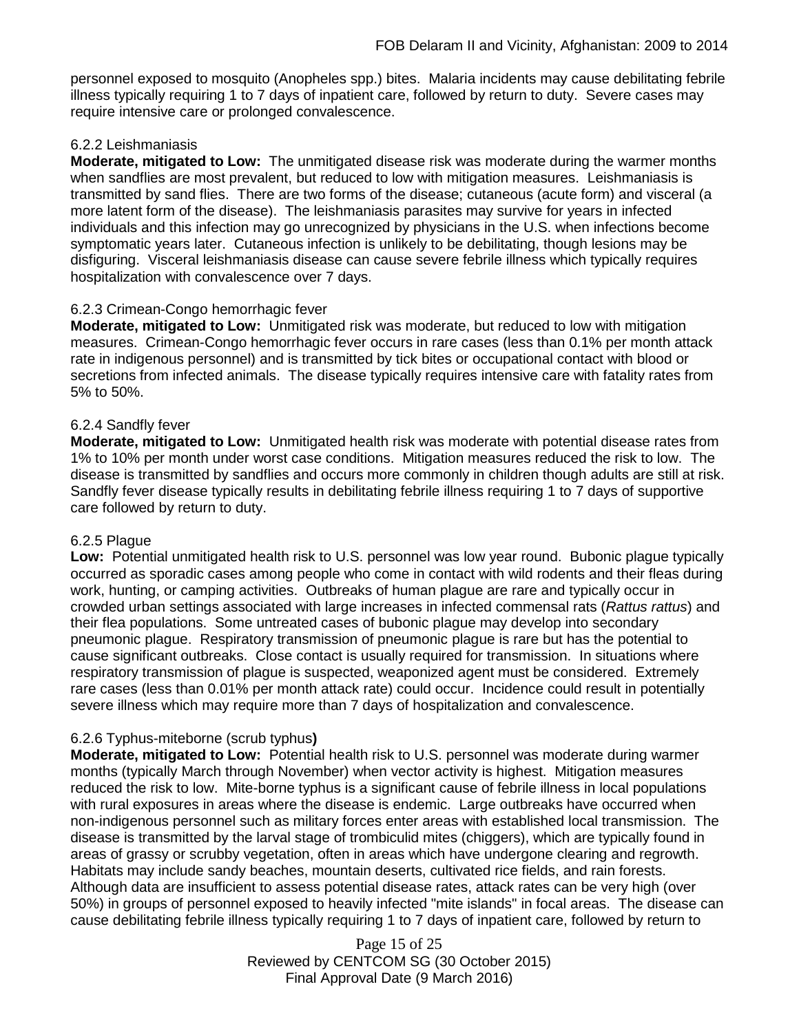personnel exposed to mosquito (Anopheles spp.) bites. Malaria incidents may cause debilitating febrile illness typically requiring 1 to 7 days of inpatient care, followed by return to duty. Severe cases may require intensive care or prolonged convalescence.

#### 6.2.2 Leishmaniasis

**Moderate, mitigated to Low:** The unmitigated disease risk was moderate during the warmer months when sandflies are most prevalent, but reduced to low with mitigation measures. Leishmaniasis is transmitted by sand flies. There are two forms of the disease; cutaneous (acute form) and visceral (a more latent form of the disease). The leishmaniasis parasites may survive for years in infected individuals and this infection may go unrecognized by physicians in the U.S. when infections become symptomatic years later. Cutaneous infection is unlikely to be debilitating, though lesions may be disfiguring. Visceral leishmaniasis disease can cause severe febrile illness which typically requires hospitalization with convalescence over 7 days.

#### 6.2.3 Crimean-Congo hemorrhagic fever

**Moderate, mitigated to Low:** Unmitigated risk was moderate, but reduced to low with mitigation measures. Crimean-Congo hemorrhagic fever occurs in rare cases (less than 0.1% per month attack rate in indigenous personnel) and is transmitted by tick bites or occupational contact with blood or secretions from infected animals. The disease typically requires intensive care with fatality rates from 5% to 50%.

#### 6.2.4 Sandfly fever

**Moderate, mitigated to Low:** Unmitigated health risk was moderate with potential disease rates from 1% to 10% per month under worst case conditions. Mitigation measures reduced the risk to low. The disease is transmitted by sandflies and occurs more commonly in children though adults are still at risk. Sandfly fever disease typically results in debilitating febrile illness requiring 1 to 7 days of supportive care followed by return to duty.

#### 6.2.5 Plague

**Low:** Potential unmitigated health risk to U.S. personnel was low year round. Bubonic plague typically occurred as sporadic cases among people who come in contact with wild rodents and their fleas during work, hunting, or camping activities. Outbreaks of human plague are rare and typically occur in crowded urban settings associated with large increases in infected commensal rats (*Rattus rattus*) and their flea populations. Some untreated cases of bubonic plague may develop into secondary pneumonic plague. Respiratory transmission of pneumonic plague is rare but has the potential to cause significant outbreaks. Close contact is usually required for transmission. In situations where respiratory transmission of plague is suspected, weaponized agent must be considered. Extremely rare cases (less than 0.01% per month attack rate) could occur. Incidence could result in potentially severe illness which may require more than 7 days of hospitalization and convalescence.

#### 6.2.6 Typhus-miteborne (scrub typhus**)**

**Moderate, mitigated to Low:** Potential health risk to U.S. personnel was moderate during warmer months (typically March through November) when vector activity is highest. Mitigation measures reduced the risk to low. Mite-borne typhus is a significant cause of febrile illness in local populations with rural exposures in areas where the disease is endemic. Large outbreaks have occurred when non-indigenous personnel such as military forces enter areas with established local transmission. The disease is transmitted by the larval stage of trombiculid mites (chiggers), which are typically found in areas of grassy or scrubby vegetation, often in areas which have undergone clearing and regrowth. Habitats may include sandy beaches, mountain deserts, cultivated rice fields, and rain forests. Although data are insufficient to assess potential disease rates, attack rates can be very high (over 50%) in groups of personnel exposed to heavily infected "mite islands" in focal areas. The disease can cause debilitating febrile illness typically requiring 1 to 7 days of inpatient care, followed by return to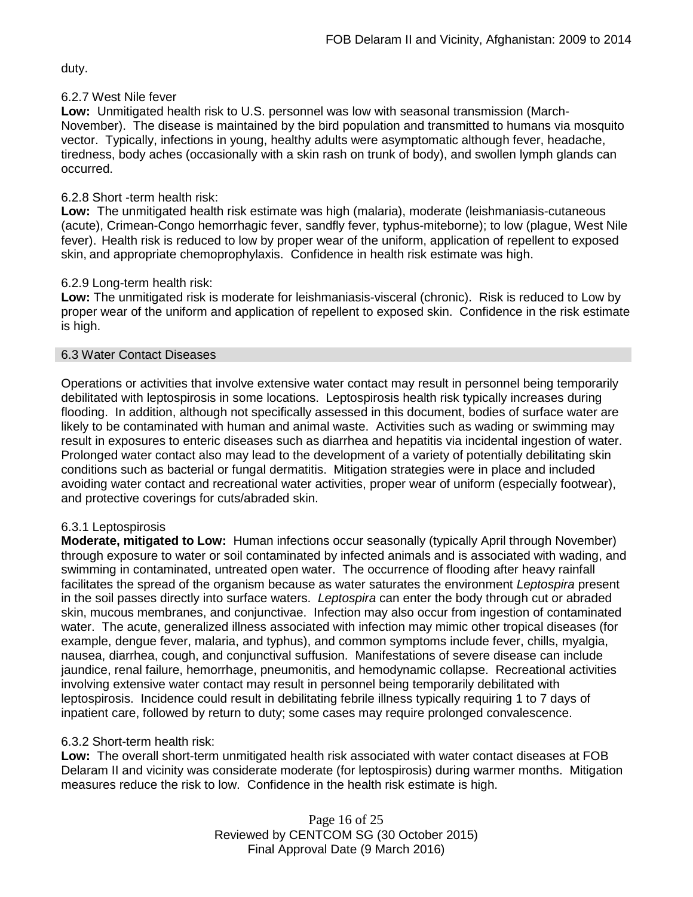duty.

6.2.7 West Nile fever

**Low:** Unmitigated health risk to U.S. personnel was low with seasonal transmission (March-November). The disease is maintained by the bird population and transmitted to humans via mosquito vector. Typically, infections in young, healthy adults were asymptomatic although fever, headache, tiredness, body aches (occasionally with a skin rash on trunk of body), and swollen lymph glands can occurred.

6.2.8 Short -term health risk:

**Low:** The unmitigated health risk estimate was high (malaria), moderate (leishmaniasis-cutaneous (acute), Crimean-Congo hemorrhagic fever, sandfly fever, typhus-miteborne); to low (plague, West Nile fever). Health risk is reduced to low by proper wear of the uniform, application of repellent to exposed skin, and appropriate chemoprophylaxis. Confidence in health risk estimate was high.

6.2.9 Long-term health risk:

**Low:** The unmitigated risk is moderate for leishmaniasis-visceral (chronic). Risk is reduced to Low by proper wear of the uniform and application of repellent to exposed skin. Confidence in the risk estimate is high.

## 6.3 Water Contact Diseases

Operations or activities that involve extensive water contact may result in personnel being temporarily debilitated with leptospirosis in some locations. Leptospirosis health risk typically increases during flooding. In addition, although not specifically assessed in this document, bodies of surface water are likely to be contaminated with human and animal waste. Activities such as wading or swimming may result in exposures to enteric diseases such as diarrhea and hepatitis via incidental ingestion of water. Prolonged water contact also may lead to the development of a variety of potentially debilitating skin conditions such as bacterial or fungal dermatitis. Mitigation strategies were in place and included avoiding water contact and recreational water activities, proper wear of uniform (especially footwear), and protective coverings for cuts/abraded skin.

6.3.1 Leptospirosis

**Moderate, mitigated to Low:** Human infections occur seasonally (typically April through November) through exposure to water or soil contaminated by infected animals and is associated with wading, and swimming in contaminated, untreated open water. The occurrence of flooding after heavy rainfall facilitates the spread of the organism because as water saturates the environment *Leptospira* present in the soil passes directly into surface waters. *Leptospira* can enter the body through cut or abraded skin, mucous membranes, and conjunctivae. Infection may also occur from ingestion of contaminated water. The acute, generalized illness associated with infection may mimic other tropical diseases (for example, dengue fever, malaria, and typhus), and common symptoms include fever, chills, myalgia, nausea, diarrhea, cough, and conjunctival suffusion. Manifestations of severe disease can include jaundice, renal failure, hemorrhage, pneumonitis, and hemodynamic collapse. Recreational activities involving extensive water contact may result in personnel being temporarily debilitated with leptospirosis. Incidence could result in debilitating febrile illness typically requiring 1 to 7 days of inpatient care, followed by return to duty; some cases may require prolonged convalescence.

6.3.2 Short-term health risk:

**Low:** The overall short-term unmitigated health risk associated with water contact diseases at FOB Delaram II and vicinity was considerate moderate (for leptospirosis) during warmer months. Mitigation measures reduce the risk to low. Confidence in the health risk estimate is high.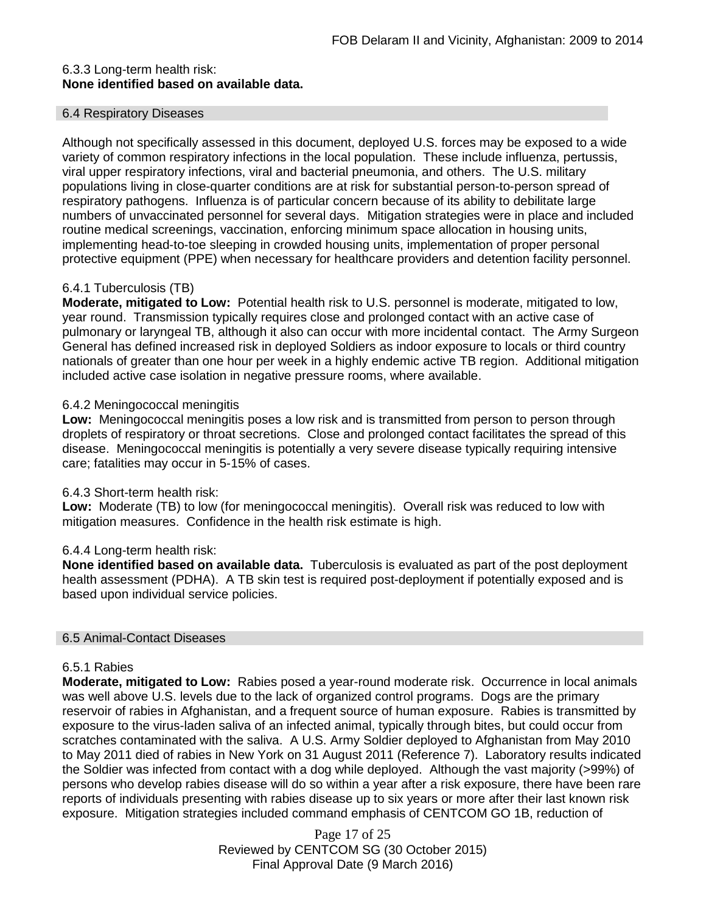6.3.3 Long-term health risk:
**None identified based on available data.**

## 6.4 Respiratory Diseases

Although not specifically assessed in this document, deployed U.S. forces may be exposed to a wide variety of common respiratory infections in the local population. These include influenza, pertussis, viral upper respiratory infections, viral and bacterial pneumonia, and others. The U.S. military populations living in close-quarter conditions are at risk for substantial person-to-person spread of respiratory pathogens. Influenza is of particular concern because of its ability to debilitate large numbers of unvaccinated personnel for several days. Mitigation strategies were in place and included routine medical screenings, vaccination, enforcing minimum space allocation in housing units, implementing head-to-toe sleeping in crowded housing units, implementation of proper personal protective equipment (PPE) when necessary for healthcare providers and detention facility personnel.

6.4.1 Tuberculosis (TB)
**Moderate, mitigated to Low:** Potential health risk to U.S. personnel is moderate, mitigated to low, year round. Transmission typically requires close and prolonged contact with an active case of pulmonary or laryngeal TB, although it also can occur with more incidental contact. The Army Surgeon General has defined increased risk in deployed Soldiers as indoor exposure to locals or third country nationals of greater than one hour per week in a highly endemic active TB region. Additional mitigation included active case isolation in negative pressure rooms, where available.

6.4.2 Meningococcal meningitis
**Low:** Meningococcal meningitis poses a low risk and is transmitted from person to person through droplets of respiratory or throat secretions. Close and prolonged contact facilitates the spread of this disease. Meningococcal meningitis is potentially a very severe disease typically requiring intensive care; fatalities may occur in 5-15% of cases.

6.4.3 Short-term health risk:
**Low:** Moderate (TB) to low (for meningococcal meningitis). Overall risk was reduced to low with mitigation measures. Confidence in the health risk estimate is high.

6.4.4 Long-term health risk:
**None identified based on available data.** Tuberculosis is evaluated as part of the post deployment health assessment (PDHA). A TB skin test is required post-deployment if potentially exposed and is based upon individual service policies.

## 6.5 Animal-Contact Diseases

6.5.1 Rabies
**Moderate, mitigated to Low:** Rabies posed a year-round moderate risk. Occurrence in local animals was well above U.S. levels due to the lack of organized control programs. Dogs are the primary reservoir of rabies in Afghanistan, and a frequent source of human exposure. Rabies is transmitted by exposure to the virus-laden saliva of an infected animal, typically through bites, but could occur from scratches contaminated with the saliva. A U.S. Army Soldier deployed to Afghanistan from May 2010 to May 2011 died of rabies in New York on 31 August 2011 (Reference 7). Laboratory results indicated the Soldier was infected from contact with a dog while deployed. Although the vast majority (>99%) of persons who develop rabies disease will do so within a year after a risk exposure, there have been rare reports of individuals presenting with rabies disease up to six years or more after their last known risk exposure. Mitigation strategies included command emphasis of CENTCOM GO 1B, reduction of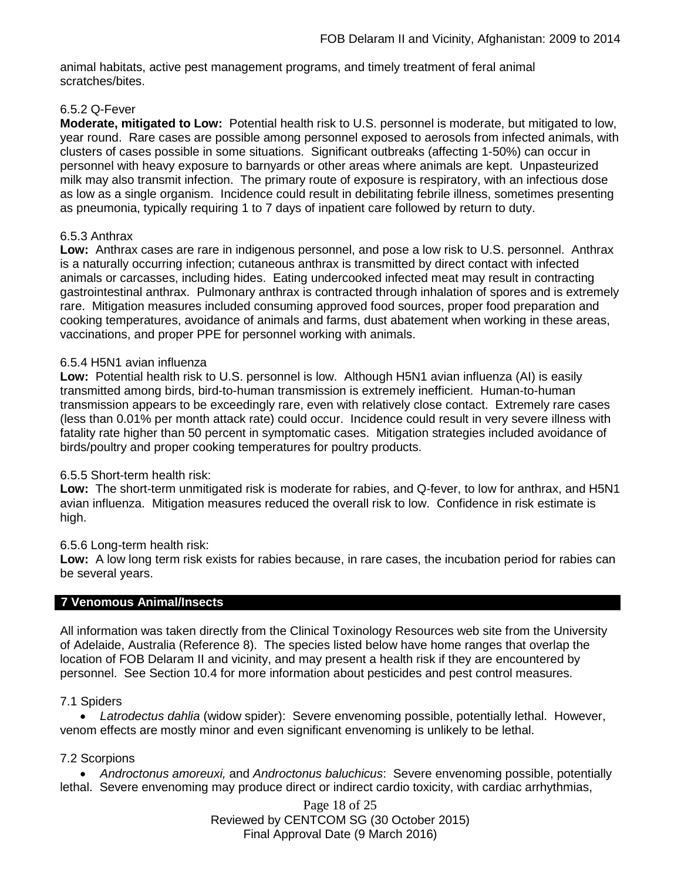animal habitats, active pest management programs, and timely treatment of feral animal scratches/bites.

6.5.2 Q-Fever

**Moderate, mitigated to Low:** Potential health risk to U.S. personnel is moderate, but mitigated to low, year round. Rare cases are possible among personnel exposed to aerosols from infected animals, with clusters of cases possible in some situations. Significant outbreaks (affecting 1-50%) can occur in personnel with heavy exposure to barnyards or other areas where animals are kept. Unpasteurized milk may also transmit infection. The primary route of exposure is respiratory, with an infectious dose as low as a single organism. Incidence could result in debilitating febrile illness, sometimes presenting as pneumonia, typically requiring 1 to 7 days of inpatient care followed by return to duty.

6.5.3 Anthrax

**Low:** Anthrax cases are rare in indigenous personnel, and pose a low risk to U.S. personnel. Anthrax is a naturally occurring infection; cutaneous anthrax is transmitted by direct contact with infected animals or carcasses, including hides. Eating undercooked infected meat may result in contracting gastrointestinal anthrax. Pulmonary anthrax is contracted through inhalation of spores and is extremely rare. Mitigation measures included consuming approved food sources, proper food preparation and cooking temperatures, avoidance of animals and farms, dust abatement when working in these areas, vaccinations, and proper PPE for personnel working with animals.

6.5.4 H5N1 avian influenza

**Low:** Potential health risk to U.S. personnel is low. Although H5N1 avian influenza (AI) is easily transmitted among birds, bird-to-human transmission is extremely inefficient. Human-to-human transmission appears to be exceedingly rare, even with relatively close contact. Extremely rare cases (less than 0.01% per month attack rate) could occur. Incidence could result in very severe illness with fatality rate higher than 50 percent in symptomatic cases. Mitigation strategies included avoidance of birds/poultry and proper cooking temperatures for poultry products.

6.5.5 Short-term health risk:

**Low:** The short-term unmitigated risk is moderate for rabies, and Q-fever, to low for anthrax, and H5N1 avian influenza. Mitigation measures reduced the overall risk to low. Confidence in risk estimate is high.

6.5.6 Long-term health risk:

**Low:** A low long term risk exists for rabies because, in rare cases, the incubation period for rabies can be several years.

## 7 Venomous Animal/Insects

All information was taken directly from the Clinical Toxinology Resources web site from the University of Adelaide, Australia (Reference 8). The species listed below have home ranges that overlap the location of FOB Delaram II and vicinity, and may present a health risk if they are encountered by personnel. See Section 10.4 for more information about pesticides and pest control measures.

7.1 Spiders

- *Latrodectus dahlia* (widow spider): Severe envenoming possible, potentially lethal. However, venom effects are mostly minor and even significant envenoming is unlikely to be lethal.

7.2 Scorpions

- *Androctonus amoreuxi,* and *Androctonus baluchicus*: Severe envenoming possible, potentially lethal. Severe envenoming may produce direct or indirect cardio toxicity, with cardiac arrhythmias,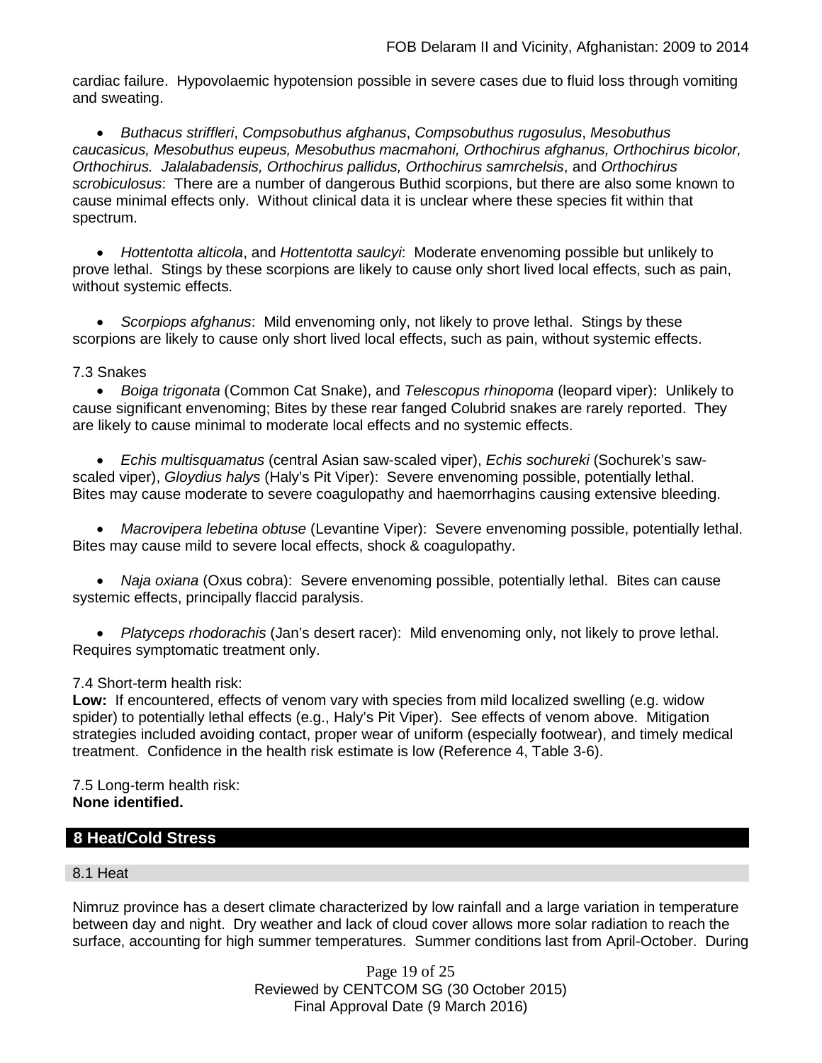cardiac failure. Hypovolaemic hypotension possible in severe cases due to fluid loss through vomiting and sweating.

- *Buthacus striffleri*, *Compsobuthus afghanus*, *Compsobuthus rugosulus*, *Mesobuthus caucasicus, Mesobuthus eupeus, Mesobuthus macmahoni, Orthochirus afghanus, Orthochirus bicolor, Orthochirus. Jalalabadensis, Orthochirus pallidus, Orthochirus samrchelsis*, and *Orthochirus scrobiculosus*: There are a number of dangerous Buthid scorpions, but there are also some known to cause minimal effects only. Without clinical data it is unclear where these species fit within that spectrum.

- *Hottentotta alticola*, and *Hottentotta saulcyi*: Moderate envenoming possible but unlikely to prove lethal. Stings by these scorpions are likely to cause only short lived local effects, such as pain, without systemic effects.

- *Scorpiops afghanus*: Mild envenoming only, not likely to prove lethal. Stings by these scorpions are likely to cause only short lived local effects, such as pain, without systemic effects.

7.3 Snakes

- *Boiga trigonata* (Common Cat Snake), and *Telescopus rhinopoma* (leopard viper): Unlikely to cause significant envenoming; Bites by these rear fanged Colubrid snakes are rarely reported. They are likely to cause minimal to moderate local effects and no systemic effects.

- *Echis multisquamatus* (central Asian saw-scaled viper), *Echis sochureki* (Sochurek's saw-scaled viper), *Gloydius halys* (Haly's Pit Viper): Severe envenoming possible, potentially lethal. Bites may cause moderate to severe coagulopathy and haemorrhagins causing extensive bleeding.

- *Macrovipera lebetina obtuse* (Levantine Viper): Severe envenoming possible, potentially lethal. Bites may cause mild to severe local effects, shock & coagulopathy.

- *Naja oxiana* (Oxus cobra): Severe envenoming possible, potentially lethal. Bites can cause systemic effects, principally flaccid paralysis.

- *Platyceps rhodorachis* (Jan's desert racer): Mild envenoming only, not likely to prove lethal. Requires symptomatic treatment only.

7.4 Short-term health risk:

**Low:** If encountered, effects of venom vary with species from mild localized swelling (e.g. widow spider) to potentially lethal effects (e.g., Haly's Pit Viper). See effects of venom above. Mitigation strategies included avoiding contact, proper wear of uniform (especially footwear), and timely medical treatment. Confidence in the health risk estimate is low (Reference 4, Table 3-6).

7.5 Long-term health risk:

**None identified.**

## 8 Heat/Cold Stress

### 8.1 Heat

Nimruz province has a desert climate characterized by low rainfall and a large variation in temperature between day and night. Dry weather and lack of cloud cover allows more solar radiation to reach the surface, accounting for high summer temperatures. Summer conditions last from April-October. During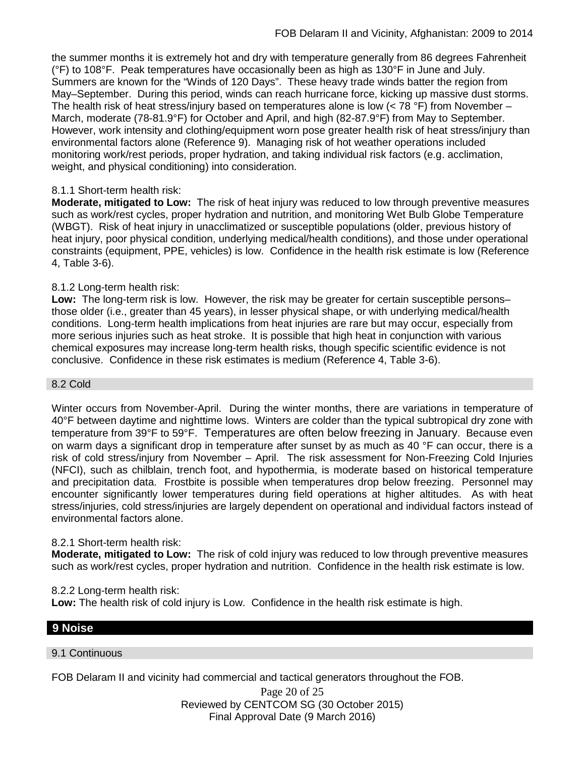the summer months it is extremely hot and dry with temperature generally from 86 degrees Fahrenheit (°F) to 108°F. Peak temperatures have occasionally been as high as 130°F in June and July. Summers are known for the "Winds of 120 Days". These heavy trade winds batter the region from May–September. During this period, winds can reach hurricane force, kicking up massive dust storms. The health risk of heat stress/injury based on temperatures alone is low (< 78 °F) from November – March, moderate (78-81.9°F) for October and April, and high (82-87.9°F) from May to September. However, work intensity and clothing/equipment worn pose greater health risk of heat stress/injury than environmental factors alone (Reference 9). Managing risk of hot weather operations included monitoring work/rest periods, proper hydration, and taking individual risk factors (e.g. acclimation, weight, and physical conditioning) into consideration.

8.1.1 Short-term health risk:

**Moderate, mitigated to Low:** The risk of heat injury was reduced to low through preventive measures such as work/rest cycles, proper hydration and nutrition, and monitoring Wet Bulb Globe Temperature (WBGT). Risk of heat injury in unacclimatized or susceptible populations (older, previous history of heat injury, poor physical condition, underlying medical/health conditions), and those under operational constraints (equipment, PPE, vehicles) is low. Confidence in the health risk estimate is low (Reference 4, Table 3-6).

8.1.2 Long-term health risk:

**Low:** The long-term risk is low. However, the risk may be greater for certain susceptible persons– those older (i.e., greater than 45 years), in lesser physical shape, or with underlying medical/health conditions. Long-term health implications from heat injuries are rare but may occur, especially from more serious injuries such as heat stroke. It is possible that high heat in conjunction with various chemical exposures may increase long-term health risks, though specific scientific evidence is not conclusive. Confidence in these risk estimates is medium (Reference 4, Table 3-6).

### 8.2 Cold

Winter occurs from November-April. During the winter months, there are variations in temperature of 40°F between daytime and nighttime lows. Winters are colder than the typical subtropical dry zone with temperature from 39°F to 59°F. Temperatures are often below freezing in January. Because even on warm days a significant drop in temperature after sunset by as much as 40 °F can occur, there is a risk of cold stress/injury from November – April. The risk assessment for Non-Freezing Cold Injuries (NFCI), such as chilblain, trench foot, and hypothermia, is moderate based on historical temperature and precipitation data. Frostbite is possible when temperatures drop below freezing. Personnel may encounter significantly lower temperatures during field operations at higher altitudes. As with heat stress/injuries, cold stress/injuries are largely dependent on operational and individual factors instead of environmental factors alone.

8.2.1 Short-term health risk:

**Moderate, mitigated to Low:** The risk of cold injury was reduced to low through preventive measures such as work/rest cycles, proper hydration and nutrition. Confidence in the health risk estimate is low.

8.2.2 Long-term health risk:

**Low:** The health risk of cold injury is Low. Confidence in the health risk estimate is high.

## 9 Noise

### 9.1 Continuous

FOB Delaram II and vicinity had commercial and tactical generators throughout the FOB.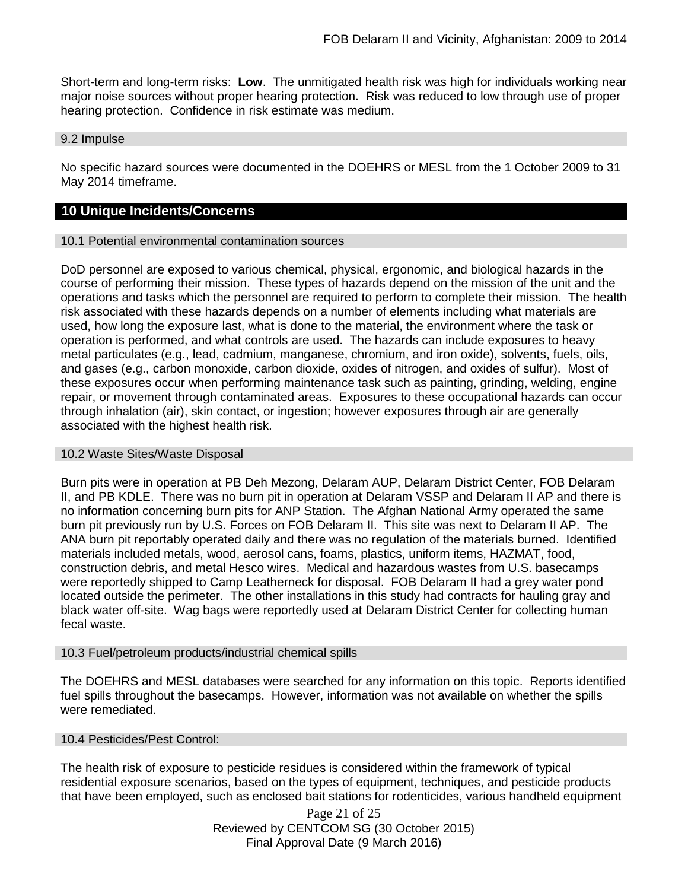Short-term and long-term risks: **Low**. The unmitigated health risk was high for individuals working near major noise sources without proper hearing protection. Risk was reduced to low through use of proper hearing protection. Confidence in risk estimate was medium.

### 9.2 Impulse

No specific hazard sources were documented in the DOEHRS or MESL from the 1 October 2009 to 31 May 2014 timeframe.

## 10 Unique Incidents/Concerns

### 10.1 Potential environmental contamination sources

DoD personnel are exposed to various chemical, physical, ergonomic, and biological hazards in the course of performing their mission. These types of hazards depend on the mission of the unit and the operations and tasks which the personnel are required to perform to complete their mission. The health risk associated with these hazards depends on a number of elements including what materials are used, how long the exposure last, what is done to the material, the environment where the task or operation is performed, and what controls are used. The hazards can include exposures to heavy metal particulates (e.g., lead, cadmium, manganese, chromium, and iron oxide), solvents, fuels, oils, and gases (e.g., carbon monoxide, carbon dioxide, oxides of nitrogen, and oxides of sulfur). Most of these exposures occur when performing maintenance task such as painting, grinding, welding, engine repair, or movement through contaminated areas. Exposures to these occupational hazards can occur through inhalation (air), skin contact, or ingestion; however exposures through air are generally associated with the highest health risk.

### 10.2 Waste Sites/Waste Disposal

Burn pits were in operation at PB Deh Mezong, Delaram AUP, Delaram District Center, FOB Delaram II, and PB KDLE. There was no burn pit in operation at Delaram VSSP and Delaram II AP and there is no information concerning burn pits for ANP Station. The Afghan National Army operated the same burn pit previously run by U.S. Forces on FOB Delaram II. This site was next to Delaram II AP. The ANA burn pit reportably operated daily and there was no regulation of the materials burned. Identified materials included metals, wood, aerosol cans, foams, plastics, uniform items, HAZMAT, food, construction debris, and metal Hesco wires. Medical and hazardous wastes from U.S. basecamps were reportedly shipped to Camp Leatherneck for disposal. FOB Delaram II had a grey water pond located outside the perimeter. The other installations in this study had contracts for hauling gray and black water off-site. Wag bags were reportedly used at Delaram District Center for collecting human fecal waste.

### 10.3 Fuel/petroleum products/industrial chemical spills

The DOEHRS and MESL databases were searched for any information on this topic. Reports identified fuel spills throughout the basecamps. However, information was not available on whether the spills were remediated.

### 10.4 Pesticides/Pest Control:

The health risk of exposure to pesticide residues is considered within the framework of typical residential exposure scenarios, based on the types of equipment, techniques, and pesticide products that have been employed, such as enclosed bait stations for rodenticides, various handheld equipment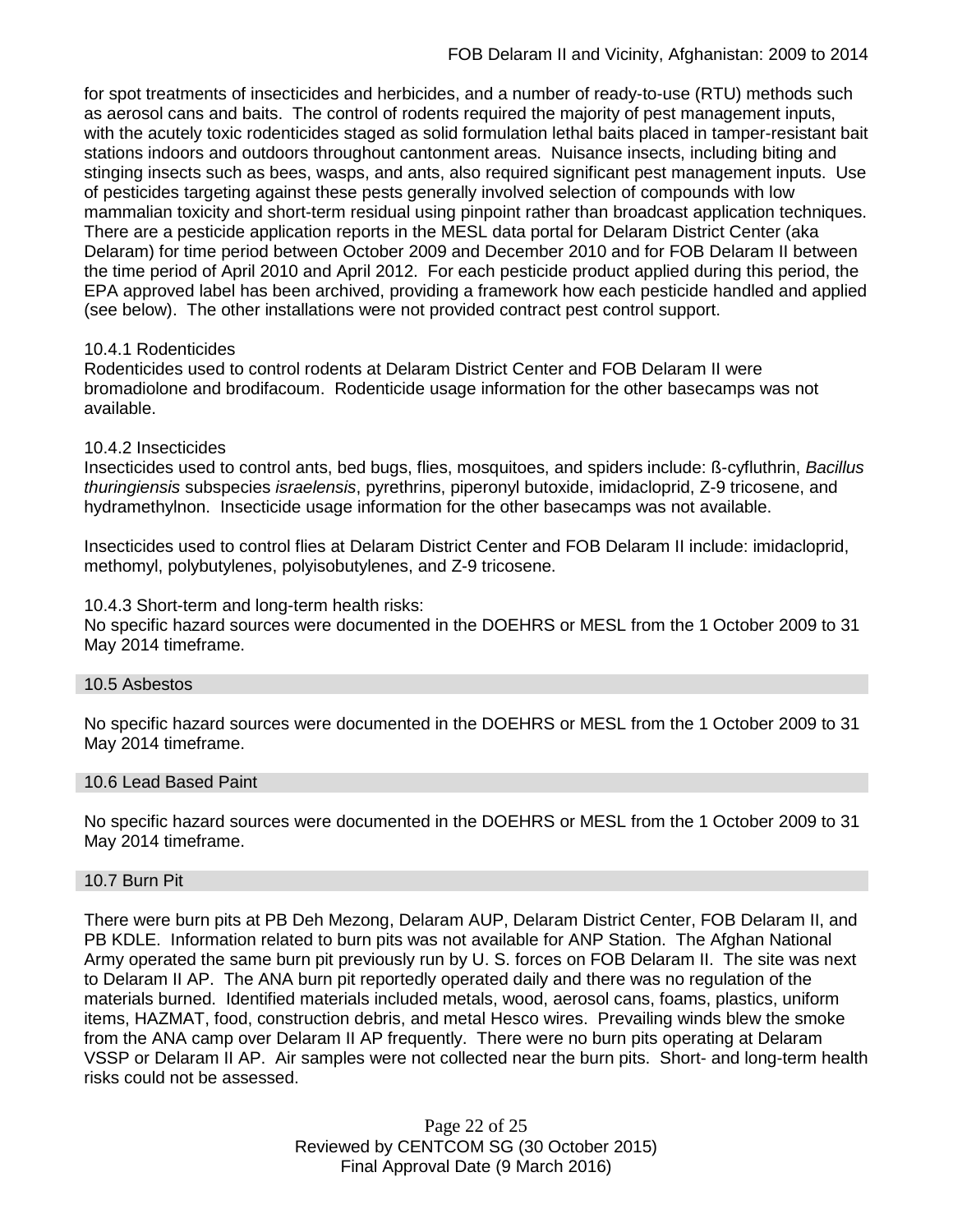for spot treatments of insecticides and herbicides, and a number of ready-to-use (RTU) methods such as aerosol cans and baits. The control of rodents required the majority of pest management inputs, with the acutely toxic rodenticides staged as solid formulation lethal baits placed in tamper-resistant bait stations indoors and outdoors throughout cantonment areas. Nuisance insects, including biting and stinging insects such as bees, wasps, and ants, also required significant pest management inputs. Use of pesticides targeting against these pests generally involved selection of compounds with low mammalian toxicity and short-term residual using pinpoint rather than broadcast application techniques. There are a pesticide application reports in the MESL data portal for Delaram District Center (aka Delaram) for time period between October 2009 and December 2010 and for FOB Delaram II between the time period of April 2010 and April 2012. For each pesticide product applied during this period, the EPA approved label has been archived, providing a framework how each pesticide handled and applied (see below). The other installations were not provided contract pest control support.

10.4.1 Rodenticides

Rodenticides used to control rodents at Delaram District Center and FOB Delaram II were bromadiolone and brodifacoum. Rodenticide usage information for the other basecamps was not available.

10.4.2 Insecticides

Insecticides used to control ants, bed bugs, flies, mosquitoes, and spiders include: ß-cyfluthrin, *Bacillus thuringiensis* subspecies *israelensis*, pyrethrins, piperonyl butoxide, imidacloprid, Z-9 tricosene, and hydramethylnon. Insecticide usage information for the other basecamps was not available.

Insecticides used to control flies at Delaram District Center and FOB Delaram II include: imidacloprid, methomyl, polybutylenes, polyisobutylenes, and Z-9 tricosene.

10.4.3 Short-term and long-term health risks:

No specific hazard sources were documented in the DOEHRS or MESL from the 1 October 2009 to 31 May 2014 timeframe.

## 10.5 Asbestos

No specific hazard sources were documented in the DOEHRS or MESL from the 1 October 2009 to 31 May 2014 timeframe.

## 10.6 Lead Based Paint

No specific hazard sources were documented in the DOEHRS or MESL from the 1 October 2009 to 31 May 2014 timeframe.

## 10.7 Burn Pit

There were burn pits at PB Deh Mezong, Delaram AUP, Delaram District Center, FOB Delaram II, and PB KDLE. Information related to burn pits was not available for ANP Station. The Afghan National Army operated the same burn pit previously run by U. S. forces on FOB Delaram II. The site was next to Delaram II AP. The ANA burn pit reportedly operated daily and there was no regulation of the materials burned. Identified materials included metals, wood, aerosol cans, foams, plastics, uniform items, HAZMAT, food, construction debris, and metal Hesco wires. Prevailing winds blew the smoke from the ANA camp over Delaram II AP frequently. There were no burn pits operating at Delaram VSSP or Delaram II AP. Air samples were not collected near the burn pits. Short- and long-term health risks could not be assessed.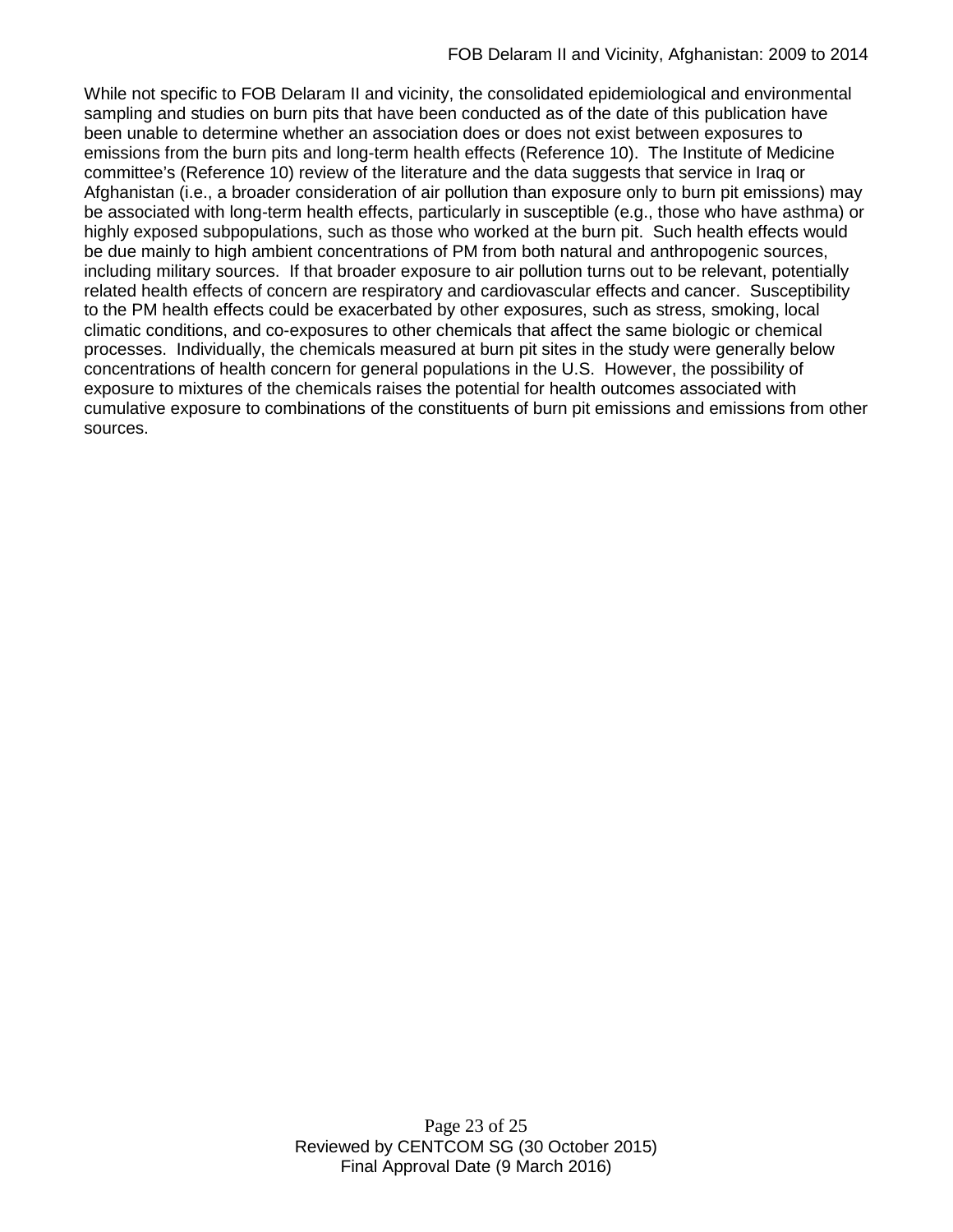While not specific to FOB Delaram II and vicinity, the consolidated epidemiological and environmental sampling and studies on burn pits that have been conducted as of the date of this publication have been unable to determine whether an association does or does not exist between exposures to emissions from the burn pits and long-term health effects (Reference 10). The Institute of Medicine committee's (Reference 10) review of the literature and the data suggests that service in Iraq or Afghanistan (i.e., a broader consideration of air pollution than exposure only to burn pit emissions) may be associated with long-term health effects, particularly in susceptible (e.g., those who have asthma) or highly exposed subpopulations, such as those who worked at the burn pit. Such health effects would be due mainly to high ambient concentrations of PM from both natural and anthropogenic sources, including military sources. If that broader exposure to air pollution turns out to be relevant, potentially related health effects of concern are respiratory and cardiovascular effects and cancer. Susceptibility to the PM health effects could be exacerbated by other exposures, such as stress, smoking, local climatic conditions, and co-exposures to other chemicals that affect the same biologic or chemical processes. Individually, the chemicals measured at burn pit sites in the study were generally below concentrations of health concern for general populations in the U.S. However, the possibility of exposure to mixtures of the chemicals raises the potential for health outcomes associated with cumulative exposure to combinations of the constituents of burn pit emissions and emissions from other sources.

Reviewed by CENTCOM SG (30 October 2015)
Final Approval Date (9 March 2016)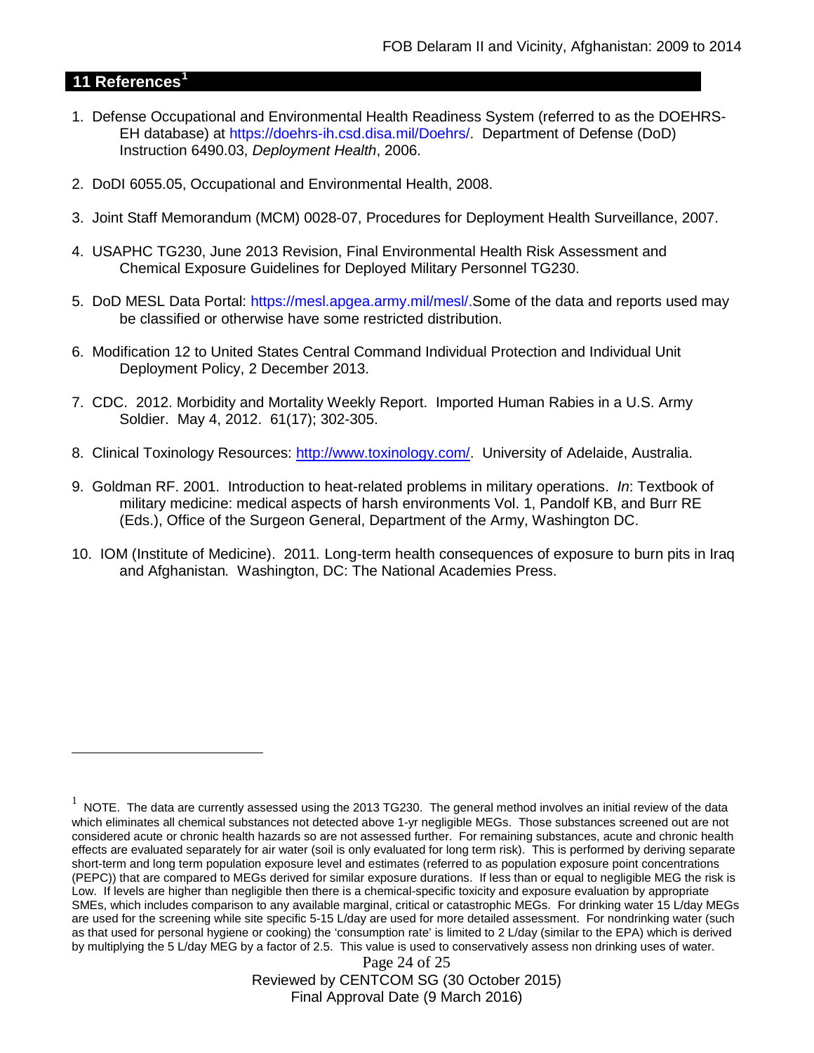## 11 References[1]

1. Defense Occupational and Environmental Health Readiness System (referred to as the DOEHRS-EH database) at https://doehrs-ih.csd.disa.mil/Doehrs/. Department of Defense (DoD) Instruction 6490.03, *Deployment Health*, 2006.

2. DoDI 6055.05, Occupational and Environmental Health, 2008.

3. Joint Staff Memorandum (MCM) 0028-07, Procedures for Deployment Health Surveillance, 2007.

4. USAPHC TG230, June 2013 Revision, Final Environmental Health Risk Assessment and Chemical Exposure Guidelines for Deployed Military Personnel TG230.

5. DoD MESL Data Portal: https://mesl.apgea.army.mil/mesl/.Some of the data and reports used may be classified or otherwise have some restricted distribution.

6. Modification 12 to United States Central Command Individual Protection and Individual Unit Deployment Policy, 2 December 2013.

7. CDC. 2012. Morbidity and Mortality Weekly Report. Imported Human Rabies in a U.S. Army Soldier. May 4, 2012. 61(17); 302-305.

8. Clinical Toxinology Resources: http://www.toxinology.com/. University of Adelaide, Australia.

9. Goldman RF. 2001. Introduction to heat-related problems in military operations. *In*: Textbook of military medicine: medical aspects of harsh environments Vol. 1, Pandolf KB, and Burr RE (Eds.), Office of the Surgeon General, Department of the Army, Washington DC.

10. IOM (Institute of Medicine). 2011*.* Long-term health consequences of exposure to burn pits in Iraq and Afghanistan*.* Washington, DC: The National Academies Press.

---

[1] NOTE. The data are currently assessed using the 2013 TG230. The general method involves an initial review of the data which eliminates all chemical substances not detected above 1-yr negligible MEGs. Those substances screened out are not considered acute or chronic health hazards so are not assessed further. For remaining substances, acute and chronic health effects are evaluated separately for air water (soil is only evaluated for long term risk). This is performed by deriving separate short-term and long term population exposure level and estimates (referred to as population exposure point concentrations (PEPC)) that are compared to MEGs derived for similar exposure durations. If less than or equal to negligible MEG the risk is Low. If levels are higher than negligible then there is a chemical-specific toxicity and exposure evaluation by appropriate SMEs, which includes comparison to any available marginal, critical or catastrophic MEGs. For drinking water 15 L/day MEGs are used for the screening while site specific 5-15 L/day are used for more detailed assessment. For nondrinking water (such as that used for personal hygiene or cooking) the 'consumption rate' is limited to 2 L/day (similar to the EPA) which is derived by multiplying the 5 L/day MEG by a factor of 2.5. This value is used to conservatively assess non drinking uses of water.

Reviewed by CENTCOM SG (30 October 2015)
Final Approval Date (9 March 2016)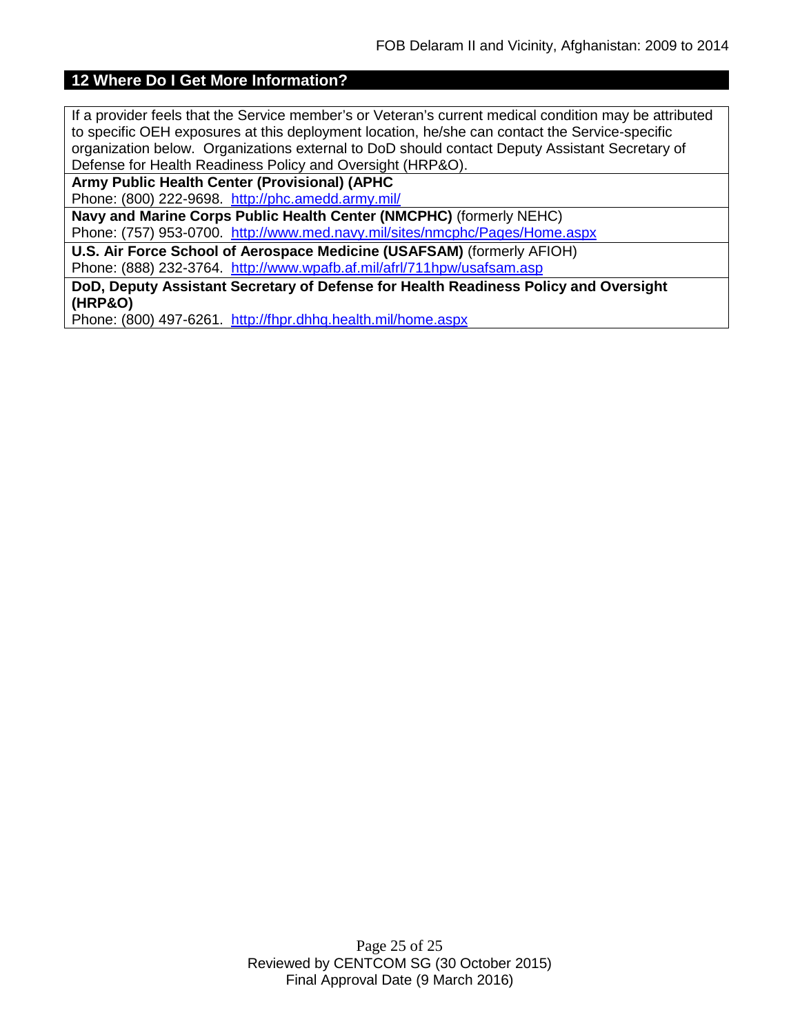## 12 Where Do I Get More Information?

| |
|---|
| If a provider feels that the Service member's or Veteran's current medical condition may be attributed to specific OEH exposures at this deployment location, he/she can contact the Service-specific organization below. Organizations external to DoD should contact Deputy Assistant Secretary of Defense for Health Readiness Policy and Oversight (HRP&O). |
| **Army Public Health Center (Provisional) (APHC**<br>Phone: (800) 222-9698. http://phc.amedd.army.mil/ |
| **Navy and Marine Corps Public Health Center (NMCPHC)** (formerly NEHC)<br>Phone: (757) 953-0700. http://www.med.navy.mil/sites/nmcphc/Pages/Home.aspx |
| **U.S. Air Force School of Aerospace Medicine (USAFSAM)** (formerly AFIOH)<br>Phone: (888) 232-3764. http://www.wpafb.af.mil/afrl/711hpw/usafsam.asp |
| **DoD, Deputy Assistant Secretary of Defense for Health Readiness Policy and Oversight (HRP&O)**<br>Phone: (800) 497-6261. http://fhpr.dhhq.health.mil/home.aspx |

Reviewed by CENTCOM SG (30 October 2015)
Final Approval Date (9 March 2016)